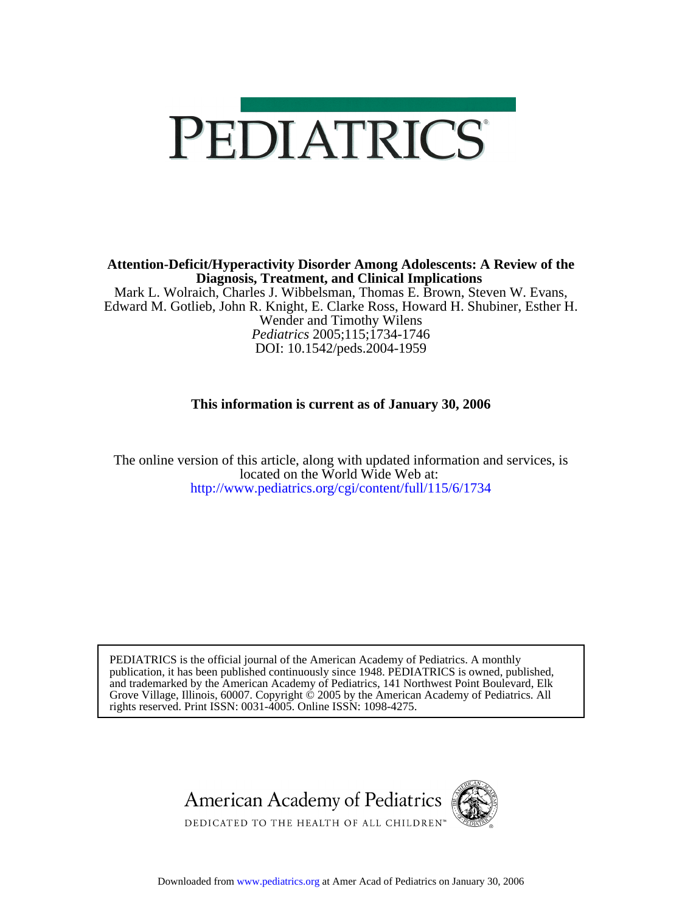# PEDIATRICS

**Attention-Deficit/Hyperactivity Disorder Among Adolescents: A Review of the Diagnosis, Treatment, and Clinical Implications**

Mark L. Wolraich, Charles J. Wibbelsman, Thomas E. Brown, Steven W. Evans, Edward M. Gotlieb, John R. Knight, E. Clarke Ross, Howard H. Shubiner, Esther H. Wender and Timothy Wilens

*Pediatrics* 2005;115;1734-1746

DOI: 10.1542/peds.2004-1959

**This information is current as of January 30, 2006**

The online version of this article, along with updated information and services, is located on the World Wide Web at:

http://www.pediatrics.org/cgi/content/full/115/6/1734

PEDIATRICS is the official journal of the American Academy of Pediatrics. A monthly publication, it has been published continuously since 1948. PEDIATRICS is owned, published, and trademarked by the American Academy of Pediatrics, 141 Northwest Point Boulevard, Elk Grove Village, Illinois, 60007. Copyright © 2005 by the American Academy of Pediatrics. All rights reserved. Print ISSN: 0031-4005. Online ISSN: 1098-4275.

American Academy of Pediatrics

DEDICATED TO THE HEALTH OF ALL CHILDREN™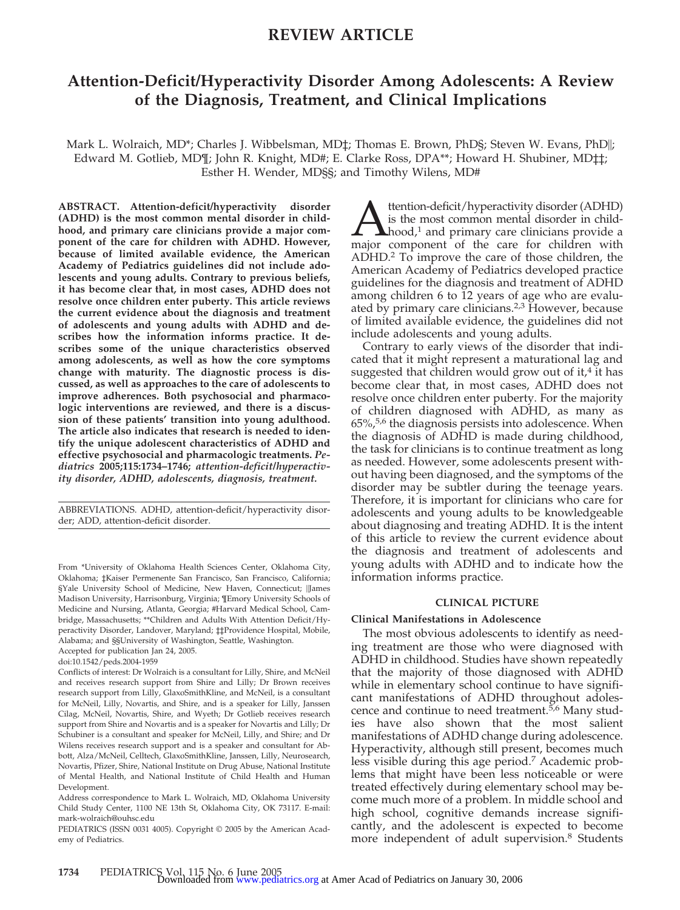# REVIEW ARTICLE

## Attention-Deficit/Hyperactivity Disorder Among Adolescents: A Review of the Diagnosis, Treatment, and Clinical Implications

Mark L. Wolraich, MD*; Charles J. Wibbelsman, MD‡; Thomas E. Brown, PhD§; Steven W. Evans, PhD‖; Edward M. Gotlieb, MD¶; John R. Knight, MD#; E. Clarke Ross, DPA**; Howard H. Shubiner, MD‡‡; Esther H. Wender, MD§§; and Timothy Wilens, MD#

**ABSTRACT. Attention-deficit/hyperactivity disorder (ADHD) is the most common mental disorder in childhood, and primary care clinicians provide a major component of the care for children with ADHD. However, because of limited available evidence, the American Academy of Pediatrics guidelines did not include adolescents and young adults. Contrary to previous beliefs, it has become clear that, in most cases, ADHD does not resolve once children enter puberty. This article reviews the current evidence about the diagnosis and treatment of adolescents and young adults with ADHD and describes how the information informs practice. It describes some of the unique characteristics observed among adolescents, as well as how the core symptoms change with maturity. The diagnostic process is discussed, as well as approaches to the care of adolescents to improve adherences. Both psychosocial and pharmacologic interventions are reviewed, and there is a discussion of these patients' transition into young adulthood. The article also indicates that research is needed to identify the unique adolescent characteristics of ADHD and effective psychosocial and pharmacologic treatments.** ***Pediatrics*** **2005;115:1734–1746;** ***attention-deficit/hyperactivity disorder, ADHD, adolescents, diagnosis, treatment.***

ABBREVIATIONS. ADHD, attention-deficit/hyperactivity disorder; ADD, attention-deficit disorder.

From *University of Oklahoma Health Sciences Center, Oklahoma City, Oklahoma; ‡Kaiser Permenente San Francisco, San Francisco, California; §Yale University School of Medicine, New Haven, Connecticut; ‖James Madison University, Harrisonburg, Virginia; ¶Emory University Schools of Medicine and Nursing, Atlanta, Georgia; #Harvard Medical School, Cambridge, Massachusetts; **Children and Adults With Attention Deficit/Hyperactivity Disorder, Landover, Maryland; ‡‡Providence Hospital, Mobile, Alabama; and §§University of Washington, Seattle, Washington.

Accepted for publication Jan 24, 2005.

doi:10.1542/peds.2004-1959

Conflicts of interest: Dr Wolraich is a consultant for Lilly, Shire, and McNeil and receives research support from Shire and Lilly; Dr Brown receives research support from Lilly, GlaxoSmithKline, and McNeil, is a consultant for McNeil, Lilly, Novartis, and Shire, and is a speaker for Lilly, Janssen Cilag, McNeil, Novartis, Shire, and Wyeth; Dr Gotlieb receives research support from Shire and Novartis and is a speaker for Novartis and Lilly; Dr Schubiner is a consultant and speaker for McNeil, Lilly, and Shire; and Dr Wilens receives research support and is a speaker and consultant for Abbott, Alza/McNeil, Celltech, GlaxoSmithKline, Janssen, Lilly, Neurosearch, Novartis, Pfizer, Shire, National Institute on Drug Abuse, National Institute of Mental Health, and National Institute of Child Health and Human Development.

Address correspondence to Mark L. Wolraich, MD, Oklahoma University Child Study Center, 1100 NE 13th St, Oklahoma City, OK 73117. E-mail: mark-wolraich@ouhsc.edu

PEDIATRICS (ISSN 0031 4005). Copyright © 2005 by the American Academy of Pediatrics.

Attention-deficit/hyperactivity disorder (ADHD) is the most common mental disorder in childhood,[1] and primary care clinicians provide a major component of the care for children with ADHD.[2] To improve the care of those children, the American Academy of Pediatrics developed practice guidelines for the diagnosis and treatment of ADHD among children 6 to 12 years of age who are evaluated by primary care clinicians.[2,3] However, because of limited available evidence, the guidelines did not include adolescents and young adults.

Contrary to early views of the disorder that indicated that it might represent a maturational lag and suggested that children would grow out of it,[4] it has become clear that, in most cases, ADHD does not resolve once children enter puberty. For the majority of children diagnosed with ADHD, as many as 65%,[5,6] the diagnosis persists into adolescence. When the diagnosis of ADHD is made during childhood, the task for clinicians is to continue treatment as long as needed. However, some adolescents present without having been diagnosed, and the symptoms of the disorder may be subtler during the teenage years. Therefore, it is important for clinicians who care for adolescents and young adults to be knowledgeable about diagnosing and treating ADHD. It is the intent of this article to review the current evidence about the diagnosis and treatment of adolescents and young adults with ADHD and to indicate how the information informs practice.

### CLINICAL PICTURE

#### Clinical Manifestations in Adolescence

The most obvious adolescents to identify as needing treatment are those who were diagnosed with ADHD in childhood. Studies have shown repeatedly that the majority of those diagnosed with ADHD while in elementary school continue to have significant manifestations of ADHD throughout adolescence and continue to need treatment.[5,6] Many studies have also shown that the most salient manifestations of ADHD change during adolescence. Hyperactivity, although still present, becomes much less visible during this age period.[7] Academic problems that might have been less noticeable or were treated effectively during elementary school may become much more of a problem. In middle school and high school, cognitive demands increase significantly, and the adolescent is expected to become more independent of adult supervision.[8] Students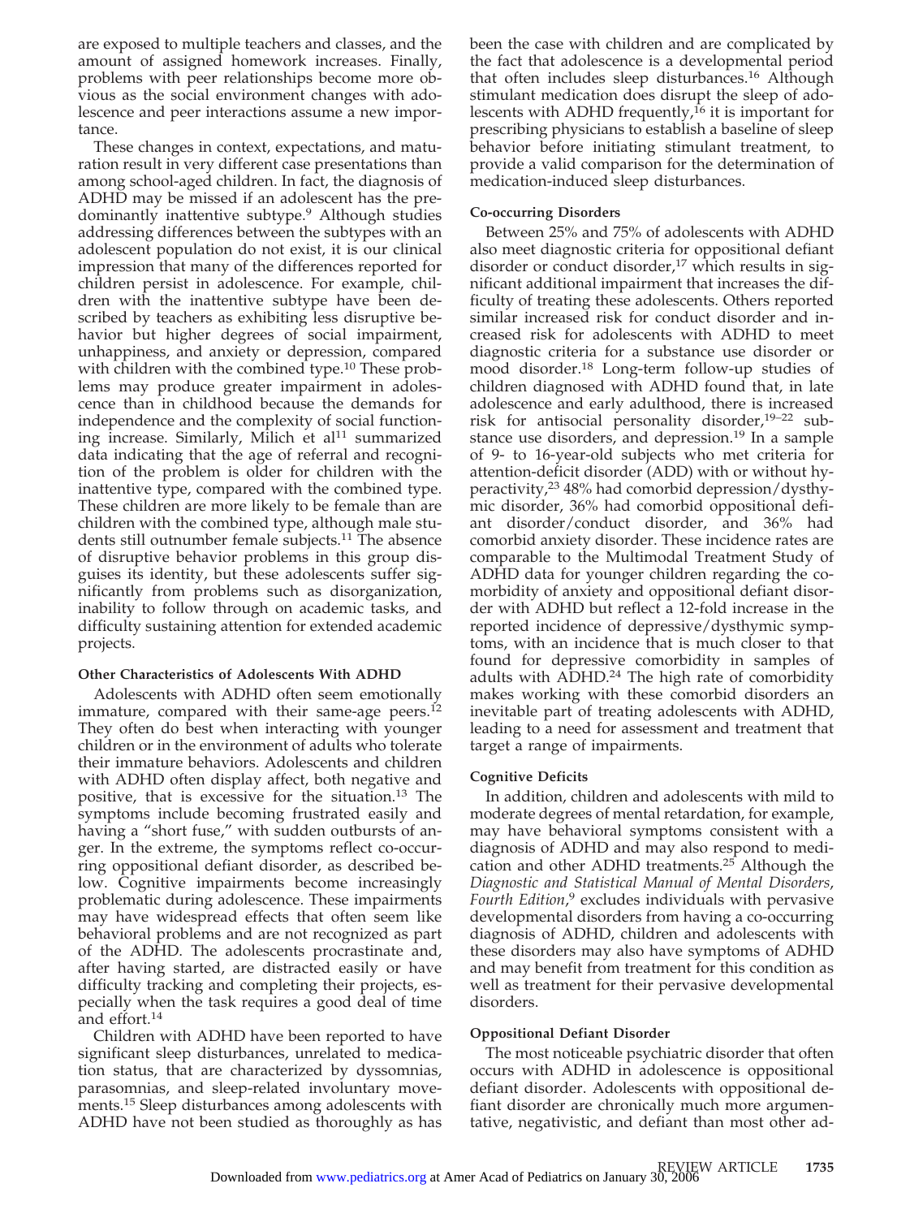are exposed to multiple teachers and classes, and the amount of assigned homework increases. Finally, problems with peer relationships become more obvious as the social environment changes with adolescence and peer interactions assume a new importance.

These changes in context, expectations, and maturation result in very different case presentations than among school-aged children. In fact, the diagnosis of ADHD may be missed if an adolescent has the predominantly inattentive subtype.[9] Although studies addressing differences between the subtypes with an adolescent population do not exist, it is our clinical impression that many of the differences reported for children persist in adolescence. For example, children with the inattentive subtype have been described by teachers as exhibiting less disruptive behavior but higher degrees of social impairment, unhappiness, and anxiety or depression, compared with children with the combined type.[10] These problems may produce greater impairment in adolescence than in childhood because the demands for independence and the complexity of social functioning increase. Similarly, Milich et al[11] summarized data indicating that the age of referral and recognition of the problem is older for children with the inattentive type, compared with the combined type. These children are more likely to be female than are children with the combined type, although male students still outnumber female subjects.[11] The absence of disruptive behavior problems in this group disguises its identity, but these adolescents suffer significantly from problems such as disorganization, inability to follow through on academic tasks, and difficulty sustaining attention for extended academic projects.

#### Other Characteristics of Adolescents With ADHD

Adolescents with ADHD often seem emotionally immature, compared with their same-age peers.[12] They often do best when interacting with younger children or in the environment of adults who tolerate their immature behaviors. Adolescents and children with ADHD often display affect, both negative and positive, that is excessive for the situation.[13] The symptoms include becoming frustrated easily and having a "short fuse," with sudden outbursts of anger. In the extreme, the symptoms reflect co-occurring oppositional defiant disorder, as described below. Cognitive impairments become increasingly problematic during adolescence. These impairments may have widespread effects that often seem like behavioral problems and are not recognized as part of the ADHD. The adolescents procrastinate and, after having started, are distracted easily or have difficulty tracking and completing their projects, especially when the task requires a good deal of time and effort.[14]

Children with ADHD have been reported to have significant sleep disturbances, unrelated to medication status, that are characterized by dyssomnias, parasomnias, and sleep-related involuntary movements.[15] Sleep disturbances among adolescents with ADHD have not been studied as thoroughly as has been the case with children and are complicated by the fact that adolescence is a developmental period that often includes sleep disturbances.[16] Although stimulant medication does disrupt the sleep of adolescents with ADHD frequently,[16] it is important for prescribing physicians to establish a baseline of sleep behavior before initiating stimulant treatment, to provide a valid comparison for the determination of medication-induced sleep disturbances.

#### Co-occurring Disorders

Between 25% and 75% of adolescents with ADHD also meet diagnostic criteria for oppositional defiant disorder or conduct disorder,[17] which results in significant additional impairment that increases the difficulty of treating these adolescents. Others reported similar increased risk for conduct disorder and increased risk for adolescents with ADHD to meet diagnostic criteria for a substance use disorder or mood disorder.[18] Long-term follow-up studies of children diagnosed with ADHD found that, in late adolescence and early adulthood, there is increased risk for antisocial personality disorder,[19–22] substance use disorders, and depression.[19] In a sample of 9- to 16-year-old subjects who met criteria for attention-deficit disorder (ADD) with or without hyperactivity,[23] 48% had comorbid depression/dysthymic disorder, 36% had comorbid oppositional defiant disorder/conduct disorder, and 36% had comorbid anxiety disorder. These incidence rates are comparable to the Multimodal Treatment Study of ADHD data for younger children regarding the comorbidity of anxiety and oppositional defiant disorder with ADHD but reflect a 12-fold increase in the reported incidence of depressive/dysthymic symptoms, with an incidence that is much closer to that found for depressive comorbidity in samples of adults with ADHD.[24] The high rate of comorbidity makes working with these comorbid disorders an inevitable part of treating adolescents with ADHD, leading to a need for assessment and treatment that target a range of impairments.

#### Cognitive Deficits

In addition, children and adolescents with mild to moderate degrees of mental retardation, for example, may have behavioral symptoms consistent with a diagnosis of ADHD and may also respond to medication and other ADHD treatments.[25] Although the *Diagnostic and Statistical Manual of Mental Disorders, Fourth Edition*,[9] excludes individuals with pervasive developmental disorders from having a co-occurring diagnosis of ADHD, children and adolescents with these disorders may also have symptoms of ADHD and may benefit from treatment for this condition as well as treatment for their pervasive developmental disorders.

#### Oppositional Defiant Disorder

The most noticeable psychiatric disorder that often occurs with ADHD in adolescence is oppositional defiant disorder. Adolescents with oppositional defiant disorder are chronically much more argumentative, negativistic, and defiant than most other ad-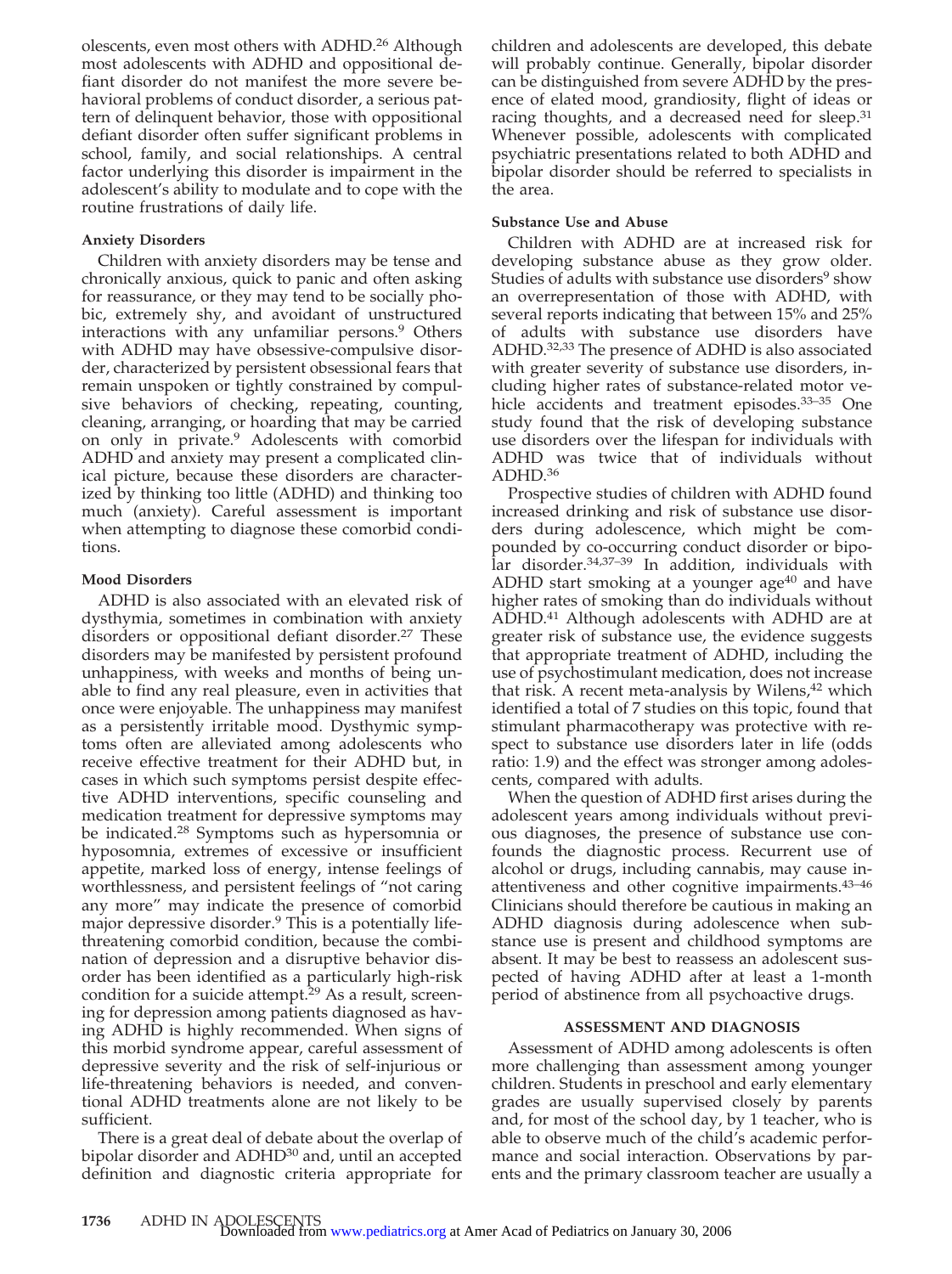olescents, even most others with ADHD.[26] Although most adolescents with ADHD and oppositional defiant disorder do not manifest the more severe behavioral problems of conduct disorder, a serious pattern of delinquent behavior, those with oppositional defiant disorder often suffer significant problems in school, family, and social relationships. A central factor underlying this disorder is impairment in the adolescent's ability to modulate and to cope with the routine frustrations of daily life.

#### Anxiety Disorders

Children with anxiety disorders may be tense and chronically anxious, quick to panic and often asking for reassurance, or they may tend to be socially phobic, extremely shy, and avoidant of unstructured interactions with any unfamiliar persons.[9] Others with ADHD may have obsessive-compulsive disorder, characterized by persistent obsessional fears that remain unspoken or tightly constrained by compulsive behaviors of checking, repeating, counting, cleaning, arranging, or hoarding that may be carried on only in private.[9] Adolescents with comorbid ADHD and anxiety may present a complicated clinical picture, because these disorders are characterized by thinking too little (ADHD) and thinking too much (anxiety). Careful assessment is important when attempting to diagnose these comorbid conditions.

#### Mood Disorders

ADHD is also associated with an elevated risk of dysthymia, sometimes in combination with anxiety disorders or oppositional defiant disorder.[27] These disorders may be manifested by persistent profound unhappiness, with weeks and months of being unable to find any real pleasure, even in activities that once were enjoyable. The unhappiness may manifest as a persistently irritable mood. Dysthymic symptoms often are alleviated among adolescents who receive effective treatment for their ADHD but, in cases in which such symptoms persist despite effective ADHD interventions, specific counseling and medication treatment for depressive symptoms may be indicated.[28] Symptoms such as hypersomnia or hyposomnia, extremes of excessive or insufficient appetite, marked loss of energy, intense feelings of worthlessness, and persistent feelings of "not caring any more" may indicate the presence of comorbid major depressive disorder.[9] This is a potentially life-threatening comorbid condition, because the combination of depression and a disruptive behavior disorder has been identified as a particularly high-risk condition for a suicide attempt.[29] As a result, screening for depression among patients diagnosed as having ADHD is highly recommended. When signs of this morbid syndrome appear, careful assessment of depressive severity and the risk of self-injurious or life-threatening behaviors is needed, and conventional ADHD treatments alone are not likely to be sufficient.

There is a great deal of debate about the overlap of bipolar disorder and ADHD[30] and, until an accepted definition and diagnostic criteria appropriate for children and adolescents are developed, this debate will probably continue. Generally, bipolar disorder can be distinguished from severe ADHD by the presence of elated mood, grandiosity, flight of ideas or racing thoughts, and a decreased need for sleep.[31] Whenever possible, adolescents with complicated psychiatric presentations related to both ADHD and bipolar disorder should be referred to specialists in the area.

#### Substance Use and Abuse

Children with ADHD are at increased risk for developing substance abuse as they grow older. Studies of adults with substance use disorders[9] show an overrepresentation of those with ADHD, with several reports indicating that between 15% and 25% of adults with substance use disorders have ADHD.[32,33] The presence of ADHD is also associated with greater severity of substance use disorders, including higher rates of substance-related motor vehicle accidents and treatment episodes.[33–35] One study found that the risk of developing substance use disorders over the lifespan for individuals with ADHD was twice that of individuals without ADHD.[36]

Prospective studies of children with ADHD found increased drinking and risk of substance use disorders during adolescence, which might be compounded by co-occurring conduct disorder or bipolar disorder.[34,37–39] In addition, individuals with ADHD start smoking at a younger age[40] and have higher rates of smoking than do individuals without ADHD.[41] Although adolescents with ADHD are at greater risk of substance use, the evidence suggests that appropriate treatment of ADHD, including the use of psychostimulant medication, does not increase that risk. A recent meta-analysis by Wilens,[42] which identified a total of 7 studies on this topic, found that stimulant pharmacotherapy was protective with respect to substance use disorders later in life (odds ratio: 1.9) and the effect was stronger among adolescents, compared with adults.

When the question of ADHD first arises during the adolescent years among individuals without previous diagnoses, the presence of substance use confounds the diagnostic process. Recurrent use of alcohol or drugs, including cannabis, may cause inattentiveness and other cognitive impairments.[43–46] Clinicians should therefore be cautious in making an ADHD diagnosis during adolescence when substance use is present and childhood symptoms are absent. It may be best to reassess an adolescent suspected of having ADHD after at least a 1-month period of abstinence from all psychoactive drugs.

## ASSESSMENT AND DIAGNOSIS

Assessment of ADHD among adolescents is often more challenging than assessment among younger children. Students in preschool and early elementary grades are usually supervised closely by parents and, for most of the school day, by 1 teacher, who is able to observe much of the child's academic performance and social interaction. Observations by parents and the primary classroom teacher are usually a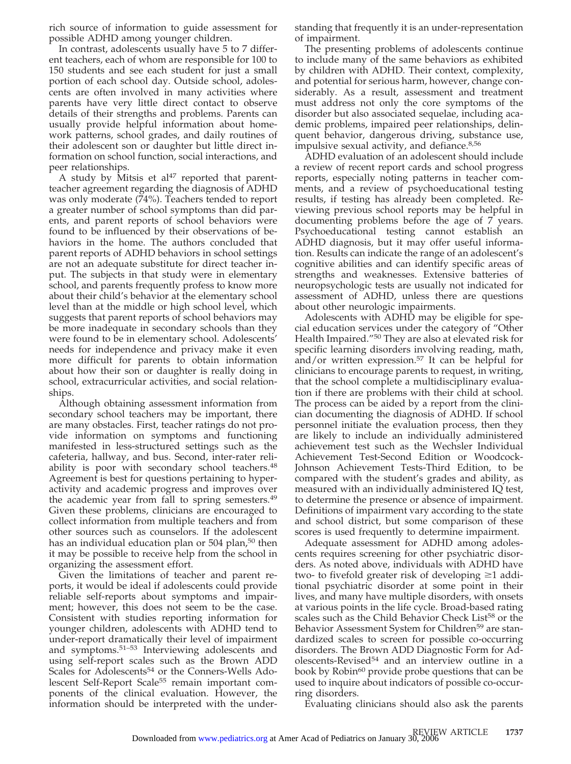rich source of information to guide assessment for possible ADHD among younger children.

In contrast, adolescents usually have 5 to 7 different teachers, each of whom are responsible for 100 to 150 students and see each student for just a small portion of each school day. Outside school, adolescents are often involved in many activities where parents have very little direct contact to observe details of their strengths and problems. Parents can usually provide helpful information about homework patterns, school grades, and daily routines of their adolescent son or daughter but little direct information on school function, social interactions, and peer relationships.

A study by Mitsis et al[47] reported that parent-teacher agreement regarding the diagnosis of ADHD was only moderate (74%). Teachers tended to report a greater number of school symptoms than did parents, and parent reports of school behaviors were found to be influenced by their observations of behaviors in the home. The authors concluded that parent reports of ADHD behaviors in school settings are not an adequate substitute for direct teacher input. The subjects in that study were in elementary school, and parents frequently profess to know more about their child's behavior at the elementary school level than at the middle or high school level, which suggests that parent reports of school behaviors may be more inadequate in secondary schools than they were found to be in elementary school. Adolescents' needs for independence and privacy make it even more difficult for parents to obtain information about how their son or daughter is really doing in school, extracurricular activities, and social relationships.

Although obtaining assessment information from secondary school teachers may be important, there are many obstacles. First, teacher ratings do not provide information on symptoms and functioning manifested in less-structured settings such as the cafeteria, hallway, and bus. Second, inter-rater reliability is poor with secondary school teachers.[48] Agreement is best for questions pertaining to hyperactivity and academic progress and improves over the academic year from fall to spring semesters.[49] Given these problems, clinicians are encouraged to collect information from multiple teachers and from other sources such as counselors. If the adolescent has an individual education plan or 504 plan,[50] then it may be possible to receive help from the school in organizing the assessment effort.

Given the limitations of teacher and parent reports, it would be ideal if adolescents could provide reliable self-reports about symptoms and impairment; however, this does not seem to be the case. Consistent with studies reporting information for younger children, adolescents with ADHD tend to under-report dramatically their level of impairment and symptoms.[51–53] Interviewing adolescents and using self-report scales such as the Brown ADD Scales for Adolescents[54] or the Conners-Wells Adolescent Self-Report Scale[55] remain important components of the clinical evaluation. However, the information should be interpreted with the understanding that frequently it is an under-representation of impairment.

The presenting problems of adolescents continue to include many of the same behaviors as exhibited by children with ADHD. Their context, complexity, and potential for serious harm, however, change considerably. As a result, assessment and treatment must address not only the core symptoms of the disorder but also associated sequelae, including academic problems, impaired peer relationships, delinquent behavior, dangerous driving, substance use, impulsive sexual activity, and defiance.[8,56]

ADHD evaluation of an adolescent should include a review of recent report cards and school progress reports, especially noting patterns in teacher comments, and a review of psychoeducational testing results, if testing has already been completed. Reviewing previous school reports may be helpful in documenting problems before the age of 7 years. Psychoeducational testing cannot establish an ADHD diagnosis, but it may offer useful information. Results can indicate the range of an adolescent's cognitive abilities and can identify specific areas of strengths and weaknesses. Extensive batteries of neuropsychologic tests are usually not indicated for assessment of ADHD, unless there are questions about other neurologic impairments.

Adolescents with ADHD may be eligible for special education services under the category of "Other Health Impaired."[50] They are also at elevated risk for specific learning disorders involving reading, math, and/or written expression.[57] It can be helpful for clinicians to encourage parents to request, in writing, that the school complete a multidisciplinary evaluation if there are problems with their child at school. The process can be aided by a report from the clinician documenting the diagnosis of ADHD. If school personnel initiate the evaluation process, then they are likely to include an individually administered achievement test such as the Wechsler Individual Achievement Test-Second Edition or Woodcock-Johnson Achievement Tests-Third Edition, to be compared with the student's grades and ability, as measured with an individually administered IQ test, to determine the presence or absence of impairment. Definitions of impairment vary according to the state and school district, but some comparison of these scores is used frequently to determine impairment.

Adequate assessment for ADHD among adolescents requires screening for other psychiatric disorders. As noted above, individuals with ADHD have two- to fivefold greater risk of developing ≥1 additional psychiatric disorder at some point in their lives, and many have multiple disorders, with onsets at various points in the life cycle. Broad-based rating scales such as the Child Behavior Check List[58] or the Behavior Assessment System for Children[59] are standardized scales to screen for possible co-occurring disorders. The Brown ADD Diagnostic Form for Adolescents-Revised[54] and an interview outline in a book by Robin[60] provide probe questions that can be used to inquire about indicators of possible co-occurring disorders.

Evaluating clinicians should also ask the parents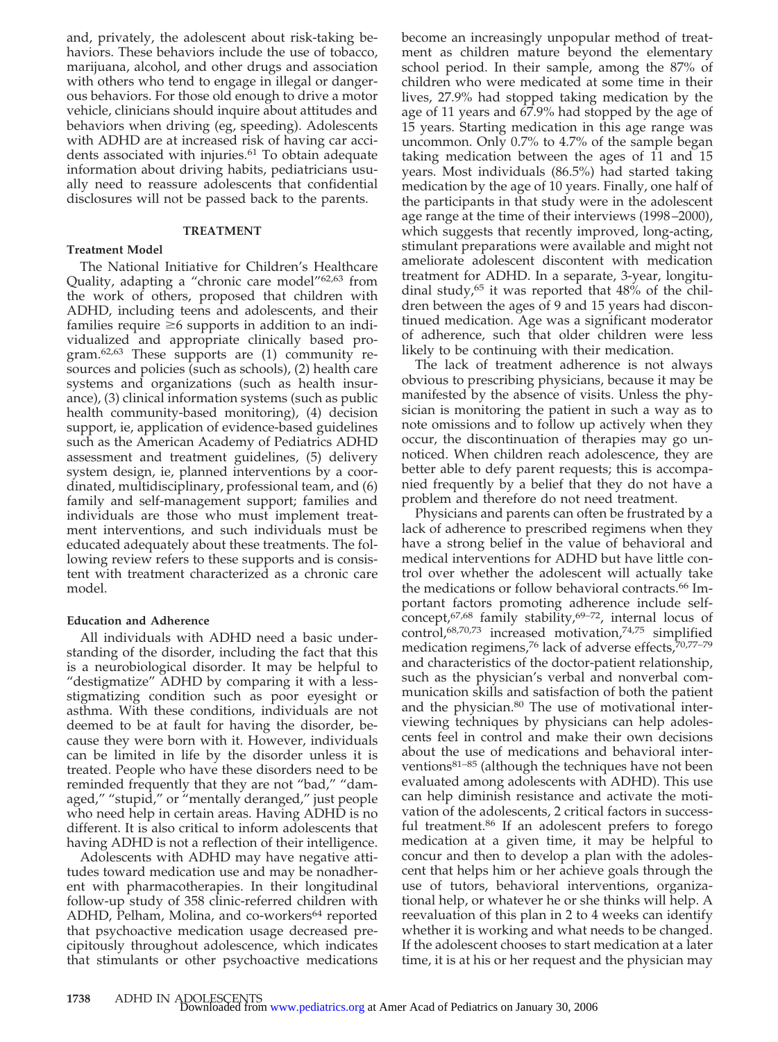and, privately, the adolescent about risk-taking behaviors. These behaviors include the use of tobacco, marijuana, alcohol, and other drugs and association with others who tend to engage in illegal or dangerous behaviors. For those old enough to drive a motor vehicle, clinicians should inquire about attitudes and behaviors when driving (eg, speeding). Adolescents with ADHD are at increased risk of having car accidents associated with injuries.[61] To obtain adequate information about driving habits, pediatricians usually need to reassure adolescents that confidential disclosures will not be passed back to the parents.

## TREATMENT

### Treatment Model

The National Initiative for Children's Healthcare Quality, adapting a "chronic care model"[62,63] from the work of others, proposed that children with ADHD, including teens and adolescents, and their families require ≥6 supports in addition to an individualized and appropriate clinically based program.[62,63] These supports are (1) community resources and policies (such as schools), (2) health care systems and organizations (such as health insurance), (3) clinical information systems (such as public health community-based monitoring), (4) decision support, ie, application of evidence-based guidelines such as the American Academy of Pediatrics ADHD assessment and treatment guidelines, (5) delivery system design, ie, planned interventions by a coordinated, multidisciplinary, professional team, and (6) family and self-management support; families and individuals are those who must implement treatment interventions, and such individuals must be educated adequately about these treatments. The following review refers to these supports and is consistent with treatment characterized as a chronic care model.

### Education and Adherence

All individuals with ADHD need a basic understanding of the disorder, including the fact that this is a neurobiological disorder. It may be helpful to "destigmatize" ADHD by comparing it with a less-stigmatizing condition such as poor eyesight or asthma. With these conditions, individuals are not deemed to be at fault for having the disorder, because they were born with it. However, individuals can be limited in life by the disorder unless it is treated. People who have these disorders need to be reminded frequently that they are not "bad," "damaged," "stupid," or "mentally deranged," just people who need help in certain areas. Having ADHD is no different. It is also critical to inform adolescents that having ADHD is not a reflection of their intelligence.

Adolescents with ADHD may have negative attitudes toward medication use and may be nonadherent with pharmacotherapies. In their longitudinal follow-up study of 358 clinic-referred children with ADHD, Pelham, Molina, and co-workers[64] reported that psychoactive medication usage decreased precipitously throughout adolescence, which indicates that stimulants or other psychoactive medications become an increasingly unpopular method of treatment as children mature beyond the elementary school period. In their sample, among the 87% of children who were medicated at some time in their lives, 27.9% had stopped taking medication by the age of 11 years and 67.9% had stopped by the age of 15 years. Starting medication in this age range was uncommon. Only 0.7% to 4.7% of the sample began taking medication between the ages of 11 and 15 years. Most individuals (86.5%) had started taking medication by the age of 10 years. Finally, one half of the participants in that study were in the adolescent age range at the time of their interviews (1998–2000), which suggests that recently improved, long-acting, stimulant preparations were available and might not ameliorate adolescent discontent with medication treatment for ADHD. In a separate, 3-year, longitudinal study,[65] it was reported that 48% of the children between the ages of 9 and 15 years had discontinued medication. Age was a significant moderator of adherence, such that older children were less likely to be continuing with their medication.

The lack of treatment adherence is not always obvious to prescribing physicians, because it may be manifested by the absence of visits. Unless the physician is monitoring the patient in such a way as to note omissions and to follow up actively when they occur, the discontinuation of therapies may go unnoticed. When children reach adolescence, they are better able to defy parent requests; this is accompanied frequently by a belief that they do not have a problem and therefore do not need treatment.

Physicians and parents can often be frustrated by a lack of adherence to prescribed regimens when they have a strong belief in the value of behavioral and medical interventions for ADHD but have little control over whether the adolescent will actually take the medications or follow behavioral contracts.[66] Important factors promoting adherence include self-concept,[67,68] family stability,[69–72], internal locus of control,[68,70,73] increased motivation,[74,75] simplified medication regimens,[76] lack of adverse effects,[70,77–79] and characteristics of the doctor-patient relationship, such as the physician's verbal and nonverbal communication skills and satisfaction of both the patient and the physician.[80] The use of motivational interviewing techniques by physicians can help adolescents feel in control and make their own decisions about the use of medications and behavioral interventions[81–85] (although the techniques have not been evaluated among adolescents with ADHD). This use can help diminish resistance and activate the motivation of the adolescents, 2 critical factors in successful treatment.[86] If an adolescent prefers to forego medication at a given time, it may be helpful to concur and then to develop a plan with the adolescent that helps him or her achieve goals through the use of tutors, behavioral interventions, organizational help, or whatever he or she thinks will help. A reevaluation of this plan in 2 to 4 weeks can identify whether it is working and what needs to be changed. If the adolescent chooses to start medication at a later time, it is at his or her request and the physician may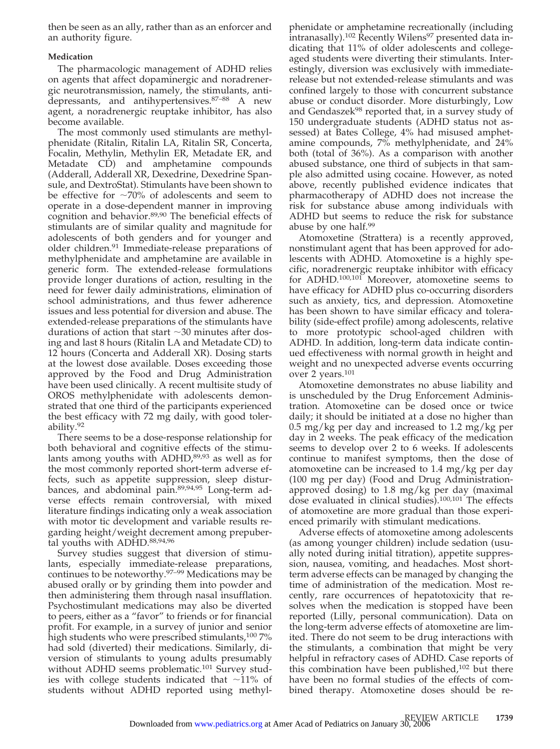then be seen as an ally, rather than as an enforcer and an authority figure.

**Medication**

The pharmacologic management of ADHD relies on agents that affect dopaminergic and noradrenergic neurotransmission, namely, the stimulants, antidepressants, and antihypertensives.[87–88] A new agent, a noradrenergic reuptake inhibitor, has also become available.

The most commonly used stimulants are methylphenidate (Ritalin, Ritalin LA, Ritalin SR, Concerta, Focalin, Methylin, Methylin ER, Metadate ER, and Metadate CD) and amphetamine compounds (Adderall, Adderall XR, Dexedrine, Dexedrine Spansule, and DextroStat). Stimulants have been shown to be effective for ~70% of adolescents and seem to operate in a dose-dependent manner in improving cognition and behavior.[89,90] The beneficial effects of stimulants are of similar quality and magnitude for adolescents of both genders and for younger and older children.[91] Immediate-release preparations of methylphenidate and amphetamine are available in generic form. The extended-release formulations provide longer durations of action, resulting in the need for fewer daily administrations, elimination of school administrations, and thus fewer adherence issues and less potential for diversion and abuse. The extended-release preparations of the stimulants have durations of action that start ~30 minutes after dosing and last 8 hours (Ritalin LA and Metadate CD) to 12 hours (Concerta and Adderall XR). Dosing starts at the lowest dose available. Doses exceeding those approved by the Food and Drug Administration have been used clinically. A recent multisite study of OROS methylphenidate with adolescents demonstrated that one third of the participants experienced the best efficacy with 72 mg daily, with good tolerability.[92]

There seems to be a dose-response relationship for both behavioral and cognitive effects of the stimulants among youths with ADHD,[89,93] as well as for the most commonly reported short-term adverse effects, such as appetite suppression, sleep disturbances, and abdominal pain.[89,94,95] Long-term adverse effects remain controversial, with mixed literature findings indicating only a weak association with motor tic development and variable results regarding height/weight decrement among prepubertal youths with ADHD.[88,94,96]

Survey studies suggest that diversion of stimulants, especially immediate-release preparations, continues to be noteworthy.[97–99] Medications may be abused orally or by grinding them into powder and then administering them through nasal insufflation. Psychostimulant medications may also be diverted to peers, either as a "favor" to friends or for financial profit. For example, in a survey of junior and senior high students who were prescribed stimulants,[100] 7% had sold (diverted) their medications. Similarly, diversion of stimulants to young adults presumably without ADHD seems problematic.[101] Survey studies with college students indicated that ~11% of students without ADHD reported using methylphenidate or amphetamine recreationally (including intranasally).[102] Recently Wilens[97] presented data indicating that 11% of older adolescents and college-aged students were diverting their stimulants. Interestingly, diversion was exclusively with immediate-release but not extended-release stimulants and was confined largely to those with concurrent substance abuse or conduct disorder. More disturbingly, Low and Gendaszek[98] reported that, in a survey study of 150 undergraduate students (ADHD status not assessed) at Bates College, 4% had misused amphetamine compounds, 7% methylphenidate, and 24% both (total of 36%). As a comparison with another abused substance, one third of subjects in that sample also admitted using cocaine. However, as noted above, recently published evidence indicates that pharmacotherapy of ADHD does not increase the risk for substance abuse among individuals with ADHD but seems to reduce the risk for substance abuse by one half.[99]

Atomoxetine (Strattera) is a recently approved, nonstimulant agent that has been approved for adolescents with ADHD. Atomoxetine is a highly specific, noradrenergic reuptake inhibitor with efficacy for ADHD.[100,101] Moreover, atomoxetine seems to have efficacy for ADHD plus co-occurring disorders such as anxiety, tics, and depression. Atomoxetine has been shown to have similar efficacy and tolerability (side-effect profile) among adolescents, relative to more prototypic school-aged children with ADHD. In addition, long-term data indicate continued effectiveness with normal growth in height and weight and no unexpected adverse events occurring over 2 years.[101]

Atomoxetine demonstrates no abuse liability and is unscheduled by the Drug Enforcement Administration. Atomoxetine can be dosed once or twice daily; it should be initiated at a dose no higher than 0.5 mg/kg per day and increased to 1.2 mg/kg per day in 2 weeks. The peak efficacy of the medication seems to develop over 2 to 6 weeks. If adolescents continue to manifest symptoms, then the dose of atomoxetine can be increased to 1.4 mg/kg per day (100 mg per day) (Food and Drug Administration-approved dosing) to 1.8 mg/kg per day (maximal dose evaluated in clinical studies).[100,101] The effects of atomoxetine are more gradual than those experienced primarily with stimulant medications.

Adverse effects of atomoxetine among adolescents (as among younger children) include sedation (usually noted during initial titration), appetite suppression, nausea, vomiting, and headaches. Most short-term adverse effects can be managed by changing the time of administration of the medication. Most recently, rare occurrences of hepatotoxicity that resolves when the medication is stopped have been reported (Lilly, personal communication). Data on the long-term adverse effects of atomoxetine are limited. There do not seem to be drug interactions with the stimulants, a combination that might be very helpful in refractory cases of ADHD. Case reports of this combination have been published,[102] but there have been no formal studies of the effects of combined therapy. Atomoxetine doses should be re-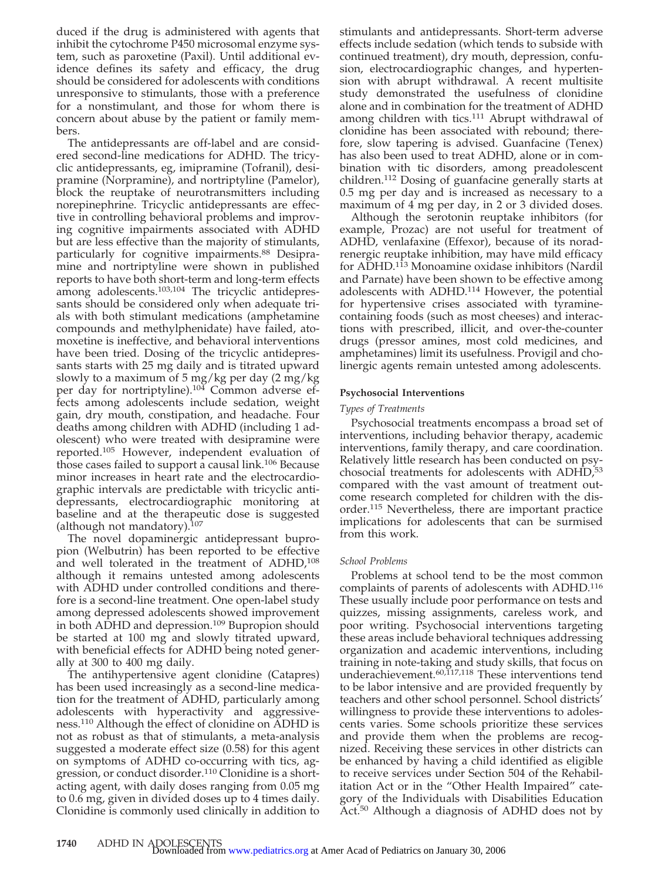duced if the drug is administered with agents that inhibit the cytochrome P450 microsomal enzyme system, such as paroxetine (Paxil). Until additional evidence defines its safety and efficacy, the drug should be considered for adolescents with conditions unresponsive to stimulants, those with a preference for a nonstimulant, and those for whom there is concern about abuse by the patient or family members.

The antidepressants are off-label and are considered second-line medications for ADHD. The tricyclic antidepressants, eg, imipramine (Tofranil), desipramine (Norpramine), and nortriptyline (Pamelor), block the reuptake of neurotransmitters including norepinephrine. Tricyclic antidepressants are effective in controlling behavioral problems and improving cognitive impairments associated with ADHD but are less effective than the majority of stimulants, particularly for cognitive impairments.[88] Desipramine and nortriptyline were shown in published reports to have both short-term and long-term effects among adolescents.[103,104] The tricyclic antidepressants should be considered only when adequate trials with both stimulant medications (amphetamine compounds and methylphenidate) have failed, atomoxetine is ineffective, and behavioral interventions have been tried. Dosing of the tricyclic antidepressants starts with 25 mg daily and is titrated upward slowly to a maximum of 5 mg/kg per day (2 mg/kg per day for nortriptyline).[104] Common adverse effects among adolescents include sedation, weight gain, dry mouth, constipation, and headache. Four deaths among children with ADHD (including 1 adolescent) who were treated with desipramine were reported.[105] However, independent evaluation of those cases failed to support a causal link.[106] Because minor increases in heart rate and the electrocardiographic intervals are predictable with tricyclic antidepressants, electrocardiographic monitoring at baseline and at the therapeutic dose is suggested (although not mandatory).[107]

The novel dopaminergic antidepressant bupropion (Welbutrin) has been reported to be effective and well tolerated in the treatment of ADHD,[108] although it remains untested among adolescents with ADHD under controlled conditions and therefore is a second-line treatment. One open-label study among depressed adolescents showed improvement in both ADHD and depression.[109] Bupropion should be started at 100 mg and slowly titrated upward, with beneficial effects for ADHD being noted generally at 300 to 400 mg daily.

The antihypertensive agent clonidine (Catapres) has been used increasingly as a second-line medication for the treatment of ADHD, particularly among adolescents with hyperactivity and aggressiveness.[110] Although the effect of clonidine on ADHD is not as robust as that of stimulants, a meta-analysis suggested a moderate effect size (0.58) for this agent on symptoms of ADHD co-occurring with tics, aggression, or conduct disorder.[110] Clonidine is a short-acting agent, with daily doses ranging from 0.05 mg to 0.6 mg, given in divided doses up to 4 times daily. Clonidine is commonly used clinically in addition to stimulants and antidepressants. Short-term adverse effects include sedation (which tends to subside with continued treatment), dry mouth, depression, confusion, electrocardiographic changes, and hypertension with abrupt withdrawal. A recent multisite study demonstrated the usefulness of clonidine alone and in combination for the treatment of ADHD among children with tics.[111] Abrupt withdrawal of clonidine has been associated with rebound; therefore, slow tapering is advised. Guanfacine (Tenex) has also been used to treat ADHD, alone or in combination with tic disorders, among preadolescent children.[112] Dosing of guanfacine generally starts at 0.5 mg per day and is increased as necessary to a maximum of 4 mg per day, in 2 or 3 divided doses.

Although the serotonin reuptake inhibitors (for example, Prozac) are not useful for treatment of ADHD, venlafaxine (Effexor), because of its noradrenergic reuptake inhibition, may have mild efficacy for ADHD.[113] Monoamine oxidase inhibitors (Nardil and Parnate) have been shown to be effective among adolescents with ADHD.[114] However, the potential for hypertensive crises associated with tyramine-containing foods (such as most cheeses) and interactions with prescribed, illicit, and over-the-counter drugs (pressor amines, most cold medicines, and amphetamines) limit its usefulness. Provigil and cholinergic agents remain untested among adolescents.

#### Psychosocial Interventions

*Types of Treatments*

Psychosocial treatments encompass a broad set of interventions, including behavior therapy, academic interventions, family therapy, and care coordination. Relatively little research has been conducted on psychosocial treatments for adolescents with ADHD,[53] compared with the vast amount of treatment outcome research completed for children with the disorder.[115] Nevertheless, there are important practice implications for adolescents that can be surmised from this work.

*School Problems*

Problems at school tend to be the most common complaints of parents of adolescents with ADHD.[116] These usually include poor performance on tests and quizzes, missing assignments, careless work, and poor writing. Psychosocial interventions targeting these areas include behavioral techniques addressing organization and academic interventions, including training in note-taking and study skills, that focus on underachievement.[60,117,118] These interventions tend to be labor intensive and are provided frequently by teachers and other school personnel. School districts' willingness to provide these interventions to adolescents varies. Some schools prioritize these services and provide them when the problems are recognized. Receiving these services in other districts can be enhanced by having a child identified as eligible to receive services under Section 504 of the Rehabilitation Act or in the "Other Health Impaired" category of the Individuals with Disabilities Education Act.[50] Although a diagnosis of ADHD does not by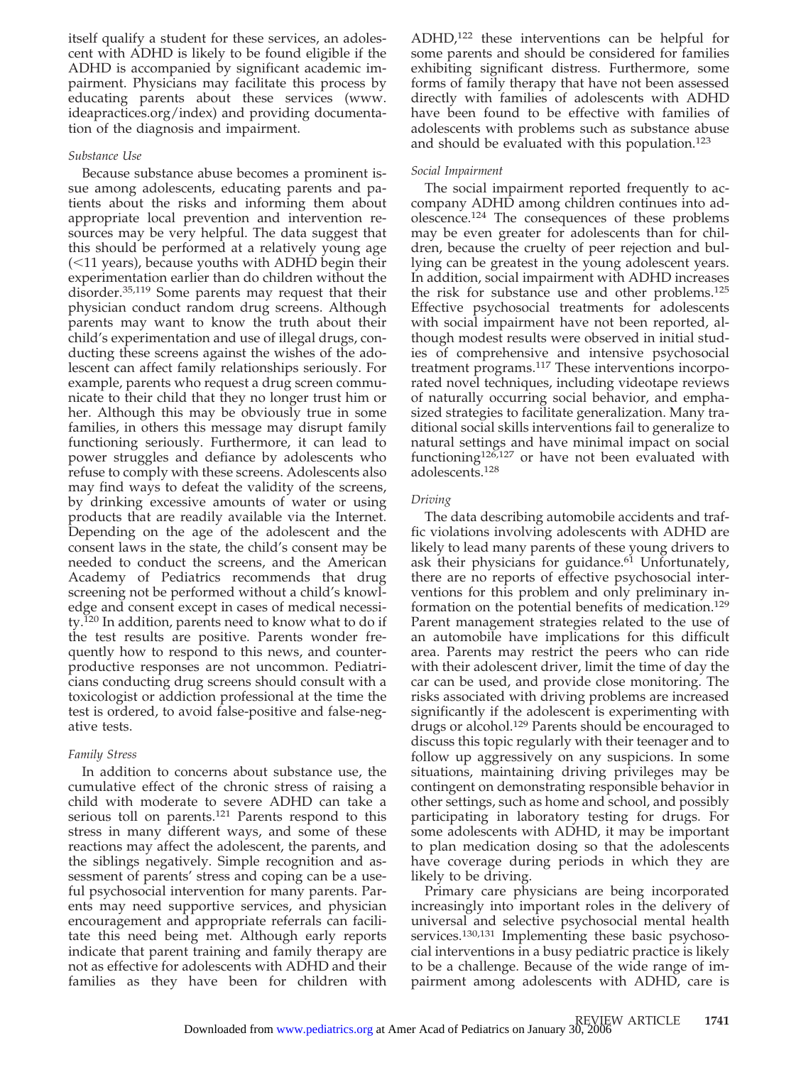itself qualify a student for these services, an adolescent with ADHD is likely to be found eligible if the ADHD is accompanied by significant academic impairment. Physicians may facilitate this process by educating parents about these services (www.ideapractices.org/index) and providing documentation of the diagnosis and impairment.

*Substance Use*

Because substance abuse becomes a prominent issue among adolescents, educating parents and patients about the risks and informing them about appropriate local prevention and intervention resources may be very helpful. The data suggest that this should be performed at a relatively young age (<11 years), because youths with ADHD begin their experimentation earlier than do children without the disorder.[35,119] Some parents may request that their physician conduct random drug screens. Although parents may want to know the truth about their child's experimentation and use of illegal drugs, conducting these screens against the wishes of the adolescent can affect family relationships seriously. For example, parents who request a drug screen communicate to their child that they no longer trust him or her. Although this may be obviously true in some families, in others this message may disrupt family functioning seriously. Furthermore, it can lead to power struggles and defiance by adolescents who refuse to comply with these screens. Adolescents also may find ways to defeat the validity of the screens, by drinking excessive amounts of water or using products that are readily available via the Internet. Depending on the age of the adolescent and the consent laws in the state, the child's consent may be needed to conduct the screens, and the American Academy of Pediatrics recommends that drug screening not be performed without a child's knowledge and consent except in cases of medical necessity.[120] In addition, parents need to know what to do if the test results are positive. Parents wonder frequently how to respond to this news, and counterproductive responses are not uncommon. Pediatricians conducting drug screens should consult with a toxicologist or addiction professional at the time the test is ordered, to avoid false-positive and false-negative tests.

*Family Stress*

In addition to concerns about substance use, the cumulative effect of the chronic stress of raising a child with moderate to severe ADHD can take a serious toll on parents.[121] Parents respond to this stress in many different ways, and some of these reactions may affect the adolescent, the parents, and the siblings negatively. Simple recognition and assessment of parents' stress and coping can be a useful psychosocial intervention for many parents. Parents may need supportive services, and physician encouragement and appropriate referrals can facilitate this need being met. Although early reports indicate that parent training and family therapy are not as effective for adolescents with ADHD and their families as they have been for children with ADHD,[122] these interventions can be helpful for some parents and should be considered for families exhibiting significant distress. Furthermore, some forms of family therapy that have not been assessed directly with families of adolescents with ADHD have been found to be effective with families of adolescents with problems such as substance abuse and should be evaluated with this population.[123]

*Social Impairment*

The social impairment reported frequently to accompany ADHD among children continues into adolescence.[124] The consequences of these problems may be even greater for adolescents than for children, because the cruelty of peer rejection and bullying can be greatest in the young adolescent years. In addition, social impairment with ADHD increases the risk for substance use and other problems.[125] Effective psychosocial treatments for adolescents with social impairment have not been reported, although modest results were observed in initial studies of comprehensive and intensive psychosocial treatment programs.[117] These interventions incorporated novel techniques, including videotape reviews of naturally occurring social behavior, and emphasized strategies to facilitate generalization. Many traditional social skills interventions fail to generalize to natural settings and have minimal impact on social functioning[126,127] or have not been evaluated with adolescents.[128]

*Driving*

The data describing automobile accidents and traffic violations involving adolescents with ADHD are likely to lead many parents of these young drivers to ask their physicians for guidance.[61] Unfortunately, there are no reports of effective psychosocial interventions for this problem and only preliminary information on the potential benefits of medication.[129] Parent management strategies related to the use of an automobile have implications for this difficult area. Parents may restrict the peers who can ride with their adolescent driver, limit the time of day the car can be used, and provide close monitoring. The risks associated with driving problems are increased significantly if the adolescent is experimenting with drugs or alcohol.[129] Parents should be encouraged to discuss this topic regularly with their teenager and to follow up aggressively on any suspicions. In some situations, maintaining driving privileges may be contingent on demonstrating responsible behavior in other settings, such as home and school, and possibly participating in laboratory testing for drugs. For some adolescents with ADHD, it may be important to plan medication dosing so that the adolescents have coverage during periods in which they are likely to be driving.

Primary care physicians are being incorporated increasingly into important roles in the delivery of universal and selective psychosocial mental health services.[130,131] Implementing these basic psychosocial interventions in a busy pediatric practice is likely to be a challenge. Because of the wide range of impairment among adolescents with ADHD, care is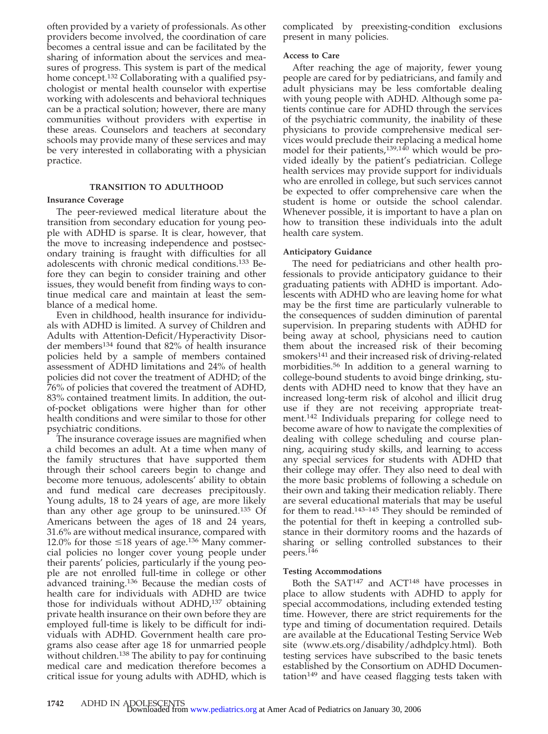often provided by a variety of professionals. As other providers become involved, the coordination of care becomes a central issue and can be facilitated by the sharing of information about the services and measures of progress. This system is part of the medical home concept.[132] Collaborating with a qualified psychologist or mental health counselor with expertise working with adolescents and behavioral techniques can be a practical solution; however, there are many communities without providers with expertise in these areas. Counselors and teachers at secondary schools may provide many of these services and may be very interested in collaborating with a physician practice.

## TRANSITION TO ADULTHOOD

### Insurance Coverage

The peer-reviewed medical literature about the transition from secondary education for young people with ADHD is sparse. It is clear, however, that the move to increasing independence and postsecondary training is fraught with difficulties for all adolescents with chronic medical conditions.[133] Before they can begin to consider training and other issues, they would benefit from finding ways to continue medical care and maintain at least the semblance of a medical home.

Even in childhood, health insurance for individuals with ADHD is limited. A survey of Children and Adults with Attention-Deficit/Hyperactivity Disorder members[134] found that 82% of health insurance policies held by a sample of members contained assessment of ADHD limitations and 24% of health policies did not cover the treatment of ADHD; of the 76% of policies that covered the treatment of ADHD, 83% contained treatment limits. In addition, the out-of-pocket obligations were higher than for other health conditions and were similar to those for other psychiatric conditions.

The insurance coverage issues are magnified when a child becomes an adult. At a time when many of the family structures that have supported them through their school careers begin to change and become more tenuous, adolescents' ability to obtain and fund medical care decreases precipitously. Young adults, 18 to 24 years of age, are more likely than any other age group to be uninsured.[135] Of Americans between the ages of 18 and 24 years, 31.6% are without medical insurance, compared with 12.0% for those ≤18 years of age.[136] Many commercial policies no longer cover young people under their parents' policies, particularly if the young people are not enrolled full-time in college or other advanced training.[136] Because the median costs of health care for individuals with ADHD are twice those for individuals without ADHD,[137] obtaining private health insurance on their own before they are employed full-time is likely to be difficult for individuals with ADHD. Government health care programs also cease after age 18 for unmarried people without children.[138] The ability to pay for continuing medical care and medication therefore becomes a critical issue for young adults with ADHD, which is complicated by preexisting-condition exclusions present in many policies.

### Access to Care

After reaching the age of majority, fewer young people are cared for by pediatricians, and family and adult physicians may be less comfortable dealing with young people with ADHD. Although some patients continue care for ADHD through the services of the psychiatric community, the inability of these physicians to provide comprehensive medical services would preclude their replacing a medical home model for their patients,[139,140] which would be provided ideally by the patient's pediatrician. College health services may provide support for individuals who are enrolled in college, but such services cannot be expected to offer comprehensive care when the student is home or outside the school calendar. Whenever possible, it is important to have a plan on how to transition these individuals into the adult health care system.

### Anticipatory Guidance

The need for pediatricians and other health professionals to provide anticipatory guidance to their graduating patients with ADHD is important. Adolescents with ADHD who are leaving home for what may be the first time are particularly vulnerable to the consequences of sudden diminution of parental supervision. In preparing students with ADHD for being away at school, physicians need to caution them about the increased risk of their becoming smokers[141] and their increased risk of driving-related morbidities.[56] In addition to a general warning to college-bound students to avoid binge drinking, students with ADHD need to know that they have an increased long-term risk of alcohol and illicit drug use if they are not receiving appropriate treatment.[142] Individuals preparing for college need to become aware of how to navigate the complexities of dealing with college scheduling and course planning, acquiring study skills, and learning to access any special services for students with ADHD that their college may offer. They also need to deal with the more basic problems of following a schedule on their own and taking their medication reliably. There are several educational materials that may be useful for them to read.[143–145] They should be reminded of the potential for theft in keeping a controlled substance in their dormitory rooms and the hazards of sharing or selling controlled substances to their peers.[146]

### Testing Accommodations

Both the SAT[147] and ACT[148] have processes in place to allow students with ADHD to apply for special accommodations, including extended testing time. However, there are strict requirements for the type and timing of documentation required. Details are available at the Educational Testing Service Web site (www.ets.org/disability/adhdplcy.html). Both testing services have subscribed to the basic tenets established by the Consortium on ADHD Documentation[149] and have ceased flagging tests taken with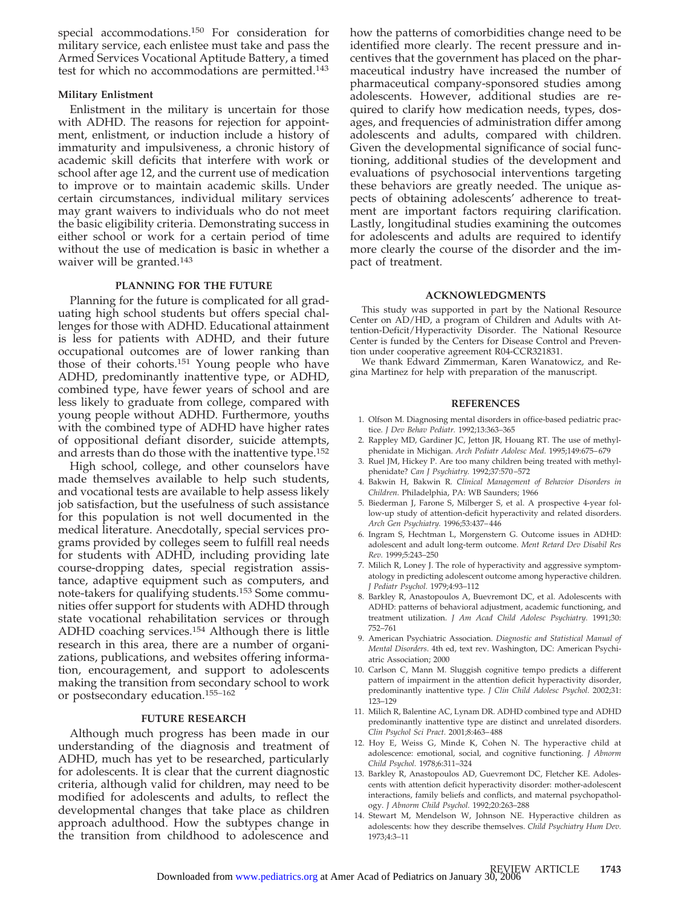special accommodations.[150] For consideration for military service, each enlistee must take and pass the Armed Services Vocational Aptitude Battery, a timed test for which no accommodations are permitted.[143]

### Military Enlistment

Enlistment in the military is uncertain for those with ADHD. The reasons for rejection for appointment, enlistment, or induction include a history of immaturity and impulsiveness, a chronic history of academic skill deficits that interfere with work or school after age 12, and the current use of medication to improve or to maintain academic skills. Under certain circumstances, individual military services may grant waivers to individuals who do not meet the basic eligibility criteria. Demonstrating success in either school or work for a certain period of time without the use of medication is basic in whether a waiver will be granted.[143]

## PLANNING FOR THE FUTURE

Planning for the future is complicated for all graduating high school students but offers special challenges for those with ADHD. Educational attainment is less for patients with ADHD, and their future occupational outcomes are of lower ranking than those of their cohorts.[151] Young people who have ADHD, predominantly inattentive type, or ADHD, combined type, have fewer years of school and are less likely to graduate from college, compared with young people without ADHD. Furthermore, youths with the combined type of ADHD have higher rates of oppositional defiant disorder, suicide attempts, and arrests than do those with the inattentive type.[152]

High school, college, and other counselors have made themselves available to help such students, and vocational tests are available to help assess likely job satisfaction, but the usefulness of such assistance for this population is not well documented in the medical literature. Anecdotally, special services programs provided by colleges seem to fulfill real needs for students with ADHD, including providing late course-dropping dates, special registration assistance, adaptive equipment such as computers, and note-takers for qualifying students.[153] Some communities offer support for students with ADHD through state vocational rehabilitation services or through ADHD coaching services.[154] Although there is little research in this area, there are a number of organizations, publications, and websites offering information, encouragement, and support to adolescents making the transition from secondary school to work or postsecondary education.[155–162]

## FUTURE RESEARCH

Although much progress has been made in our understanding of the diagnosis and treatment of ADHD, much has yet to be researched, particularly for adolescents. It is clear that the current diagnostic criteria, although valid for children, may need to be modified for adolescents and adults, to reflect the developmental changes that take place as children approach adulthood. How the subtypes change in the transition from childhood to adolescence and how the patterns of comorbidities change need to be identified more clearly. The recent pressure and incentives that the government has placed on the pharmaceutical industry have increased the number of pharmaceutical company-sponsored studies among adolescents. However, additional studies are required to clarify how medication needs, types, dosages, and frequencies of administration differ among adolescents and adults, compared with children. Given the developmental significance of social functioning, additional studies of the development and evaluations of psychosocial interventions targeting these behaviors are greatly needed. The unique aspects of obtaining adolescents' adherence to treatment are important factors requiring clarification. Lastly, longitudinal studies examining the outcomes for adolescents and adults are required to identify more clearly the course of the disorder and the impact of treatment.

## ACKNOWLEDGMENTS

This study was supported in part by the National Resource Center on AD/HD, a program of Children and Adults with Attention-Deficit/Hyperactivity Disorder. The National Resource Center is funded by the Centers for Disease Control and Prevention under cooperative agreement R04-CCR321831.

We thank Edward Zimmerman, Karen Wanatowicz, and Regina Martinez for help with preparation of the manuscript.

## REFERENCES

1. Olfson M. Diagnosing mental disorders in office-based pediatric practice. *J Dev Behav Pediatr.* 1992;13:363–365
2. Rappley MD, Gardiner JC, Jetton JR, Houang RT. The use of methylphenidate in Michigan. *Arch Pediatr Adolesc Med.* 1995;149:675–679
3. Ruel JM, Hickey P. Are too many children being treated with methylphenidate? *Can J Psychiatry.* 1992;37:570–572
4. Bakwin H, Bakwin R. *Clinical Management of Behavior Disorders in Children.* Philadelphia, PA: WB Saunders; 1966
5. Biederman J, Farone S, Milberger S, et al. A prospective 4-year follow-up study of attention-deficit hyperactivity and related disorders. *Arch Gen Psychiatry.* 1996;53:437–446
6. Ingram S, Hechtman L, Morgenstern G. Outcome issues in ADHD: adolescent and adult long-term outcome. *Ment Retard Dev Disabil Res Rev.* 1999;5:243–250
7. Milich R, Loney J. The role of hyperactivity and aggressive symptomatology in predicting adolescent outcome among hyperactive children. *J Pediatr Psychol.* 1979;4:93–112
8. Barkley R, Anastopoulos A, Buevremont DC, et al. Adolescents with ADHD: patterns of behavioral adjustment, academic functioning, and treatment utilization. *J Am Acad Child Adolesc Psychiatry.* 1991;30:752–761
9. American Psychiatric Association. *Diagnostic and Statistical Manual of Mental Disorders.* 4th ed, text rev. Washington, DC: American Psychiatric Association; 2000
10. Carlson C, Mann M. Sluggish cognitive tempo predicts a different pattern of impairment in the attention deficit hyperactivity disorder, predominantly inattentive type. *J Clin Child Adolesc Psychol.* 2002;31:123–129
11. Milich R, Balentine AC, Lynam DR. ADHD combined type and ADHD predominantly inattentive type are distinct and unrelated disorders. *Clin Psychol Sci Pract.* 2001;8:463–488
12. Hoy E, Weiss G, Minde K, Cohen N. The hyperactive child at adolescence: emotional, social, and cognitive functioning. *J Abnorm Child Psychol.* 1978;6:311–324
13. Barkley R, Anastopoulos AD, Guevremont DC, Fletcher KE. Adolescents with attention deficit hyperactivity disorder: mother-adolescent interactions, family beliefs and conflicts, and maternal psychopathology. *J Abnorm Child Psychol.* 1992;20:263–288
14. Stewart M, Mendelson W, Johnson NE. Hyperactive children as adolescents: how they describe themselves. *Child Psychiatry Hum Dev.* 1973;4:3–11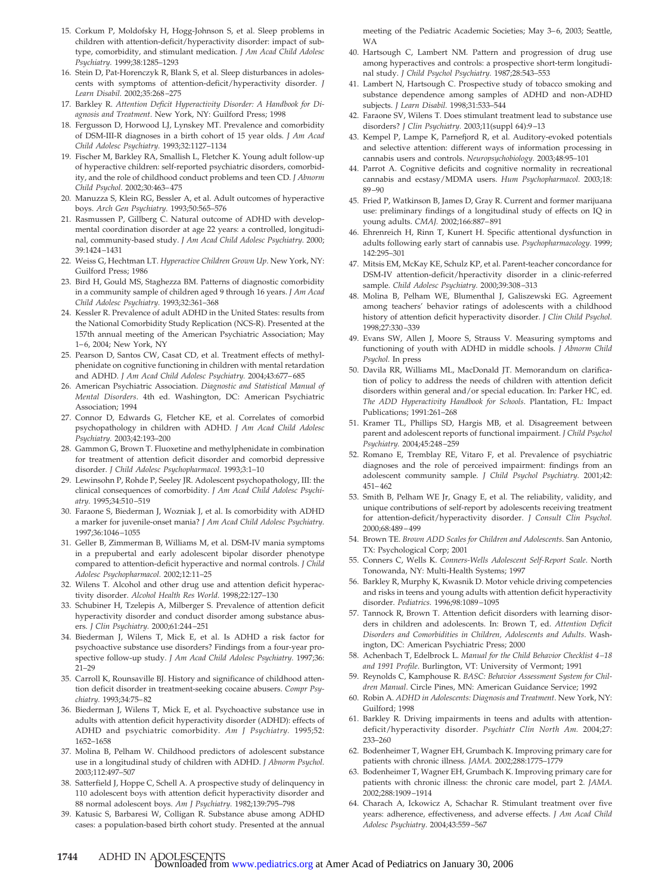15. Corkum P, Moldofsky H, Hogg-Johnson S, et al. Sleep problems in children with attention-deficit/hyperactivity disorder: impact of subtype, comorbidity, and stimulant medication. *J Am Acad Child Adolesc Psychiatry.* 1999;38:1285–1293
16. Stein D, Pat-Horenczyk R, Blank S, et al. Sleep disturbances in adolescents with symptoms of attention-deficit/hyperactivity disorder. *J Learn Disabil.* 2002;35:268–275
17. Barkley R. *Attention Deficit Hyperactivity Disorder: A Handbook for Diagnosis and Treatment*. New York, NY: Guilford Press; 1998
18. Fergusson D, Horwood LJ, Lynskey MT. Prevalence and comorbidity of DSM-III-R diagnoses in a birth cohort of 15 year olds. *J Am Acad Child Adolesc Psychiatry.* 1993;32:1127–1134
19. Fischer M, Barkley RA, Smallish L, Fletcher K. Young adult follow-up of hyperactive children: self-reported psychiatric disorders, comorbidity, and the role of childhood conduct problems and teen CD. *J Abnorm Child Psychol.* 2002;30:463–475
20. Manuzza S, Klein RG, Bessler A, et al. Adult outcomes of hyperactive boys. *Arch Gen Psychiatry.* 1993;50:565–576
21. Rasmussen P, Gillberg C. Natural outcome of ADHD with developmental coordination disorder at age 22 years: a controlled, longitudinal, community-based study. *J Am Acad Child Adolesc Psychiatry.* 2000; 39:1424–1431
22. Weiss G, Hechtman LT. *Hyperactive Children Grown Up*. New York, NY: Guilford Press; 1986
23. Bird H, Gould MS, Staghezza BM. Patterns of diagnostic comorbidity in a community sample of children aged 9 through 16 years. *J Am Acad Child Adolesc Psychiatry.* 1993;32:361–368
24. Kessler R. Prevalence of adult ADHD in the United States: results from the National Comorbidity Study Replication (NCS-R). Presented at the 157th annual meeting of the American Psychiatric Association; May 1–6, 2004; New York, NY
25. Pearson D, Santos CW, Casat CD, et al. Treatment effects of methylphenidate on cognitive functioning in children with mental retardation and ADHD. *J Am Acad Child Adolesc Psychiatry.* 2004;43:677–685
26. American Psychiatric Association. *Diagnostic and Statistical Manual of Mental Disorders*. 4th ed. Washington, DC: American Psychiatric Association; 1994
27. Connor D, Edwards G, Fletcher KE, et al. Correlates of comorbid psychopathology in children with ADHD. *J Am Acad Child Adolesc Psychiatry.* 2003;42:193–200
28. Gammon G, Brown T. Fluoxetine and methylphenidate in combination for treatment of attention deficit disorder and comorbid depressive disorder. *J Child Adolesc Psychopharmacol.* 1993;3:1–10
29. Lewinsohn P, Rohde P, Seeley JR. Adolescent psychopathology, III: the clinical consequences of comorbidity. *J Am Acad Child Adolesc Psychiatry.* 1995;34:510–519
30. Faraone S, Biederman J, Wozniak J, et al. Is comorbidity with ADHD a marker for juvenile-onset mania? *J Am Acad Child Adolesc Psychiatry.* 1997;36:1046–1055
31. Geller B, Zimmerman B, Williams M, et al. DSM-IV mania symptoms in a prepubertal and early adolescent bipolar disorder phenotype compared to attention-deficit hyperactive and normal controls. *J Child Adolesc Psychopharmacol.* 2002;12:11–25
32. Wilens T. Alcohol and other drug use and attention deficit hyperactivity disorder. *Alcohol Health Res World.* 1998;22:127–130
33. Schubiner H, Tzelepis A, Milberger S. Prevalence of attention deficit hyperactivity disorder and conduct disorder among substance abusers. *J Clin Psychiatry.* 2000;61:244–251
34. Biederman J, Wilens T, Mick E, et al. Is ADHD a risk factor for psychoactive substance use disorders? Findings from a four-year prospective follow-up study. *J Am Acad Child Adolesc Psychiatry.* 1997;36: 21–29
35. Carroll K, Rounsaville BJ. History and significance of childhood attention deficit disorder in treatment-seeking cocaine abusers. *Compr Psychiatry.* 1993;34:75–82
36. Biederman J, Wilens T, Mick E, et al. Psychoactive substance use in adults with attention deficit hyperactivity disorder (ADHD): effects of ADHD and psychiatric comorbidity. *Am J Psychiatry.* 1995;52: 1652–1658
37. Molina B, Pelham W. Childhood predictors of adolescent substance use in a longitudinal study of children with ADHD. *J Abnorm Psychol.* 2003;112:497–507
38. Satterfield J, Hoppe C, Schell A. A prospective study of delinquency in 110 adolescent boys with attention deficit hyperactivity disorder and 88 normal adolescent boys. *Am J Psychiatry.* 1982;139:795–798
39. Katusic S, Barbaresi W, Colligan R. Substance abuse among ADHD cases: a population-based birth cohort study. Presented at the annual meeting of the Pediatric Academic Societies; May 3–6, 2003; Seattle, WA
40. Hartsough C, Lambert NM. Pattern and progression of drug use among hyperactives and controls: a prospective short-term longitudinal study. *J Child Psychol Psychiatry.* 1987;28:543–553
41. Lambert N, Hartsough C. Prospective study of tobacco smoking and substance dependence among samples of ADHD and non-ADHD subjects. *J Learn Disabil.* 1998;31:533–544
42. Faraone SV, Wilens T. Does stimulant treatment lead to substance use disorders? *J Clin Psychiatry.* 2003;11(suppl 64):9–13
43. Kempel P, Lampe K, Parnefjord R, et al. Auditory-evoked potentials and selective attention: different ways of information processing in cannabis users and controls. *Neuropsychobiology.* 2003;48:95–101
44. Parrot A. Cognitive deficits and cognitive normality in recreational cannabis and ecstasy/MDMA users. *Hum Psychopharmacol.* 2003;18: 89–90
45. Fried P, Watkinson B, James D, Gray R. Current and former marijuana use: preliminary findings of a longitudinal study of effects on IQ in young adults. *CMAJ.* 2002;166:887–891
46. Ehrenreich H, Rinn T, Kunert H. Specific attentional dysfunction in adults following early start of cannabis use. *Psychopharmacology.* 1999; 142:295–301
47. Mitsis EM, McKay KE, Schulz KP, et al. Parent-teacher concordance for DSM-IV attention-deficit/hperactivity disorder in a clinic-referred sample. *Child Adolesc Psychiatry.* 2000;39:308–313
48. Molina B, Pelham WE, Blumenthal J, Galiszewski EG. Agreement among teachers' behavior ratings of adolescents with a childhood history of attention deficit hyperactivity disorder. *J Clin Child Psychol.* 1998;27:330–339
49. Evans SW, Allen J, Moore S, Strauss V. Measuring symptoms and functioning of youth with ADHD in middle schools. *J Abnorm Child Psychol.* In press
50. Davila RR, Williams ML, MacDonald JT. Memorandum on clarification of policy to address the needs of children with attention deficit disorders within general and/or special education. In: Parker HC, ed. *The ADD Hyperactivity Handbook for Schools*. Plantation, FL: Impact Publications; 1991:261–268
51. Kramer TL, Phillips SD, Hargis MB, et al. Disagreement between parent and adolescent reports of functional impairment. *J Child Psychol Psychiatry.* 2004;45:248–259
52. Romano E, Tremblay RE, Vitaro F, et al. Prevalence of psychiatric diagnoses and the role of perceived impairment: findings from an adolescent community sample. *J Child Psychol Psychiatry.* 2001;42: 451–462
53. Smith B, Pelham WE Jr, Gnagy E, et al. The reliability, validity, and unique contributions of self-report by adolescents receiving treatment for attention-deficit/hyperactivity disorder. *J Consult Clin Psychol.* 2000;68:489–499
54. Brown TE. *Brown ADD Scales for Children and Adolescents.* San Antonio, TX: Psychological Corp; 2001
55. Conners C, Wells K. *Conners-Wells Adolescent Self-Report Scale*. North Tonowanda, NY: Multi-Health Systems; 1997
56. Barkley R, Murphy K, Kwasnik D. Motor vehicle driving competencies and risks in teens and young adults with attention deficit hyperactivity disorder. *Pediatrics.* 1996;98:1089–1095
57. Tannock R, Brown T. Attention deficit disorders with learning disorders in children and adolescents. In: Brown T, ed. *Attention Deficit Disorders and Comorbidities in Children, Adolescents and Adults*. Washington, DC: American Psychiatric Press; 2000
58. Achenbach T, Edelbrock L. *Manual for the Child Behavior Checklist 4–18 and 1991 Profile*. Burlington, VT: University of Vermont; 1991
59. Reynolds C, Kamphouse R. *BASC: Behavior Assessment System for Children Manual*. Circle Pines, MN: American Guidance Service; 1992
60. Robin A. *ADHD in Adolescents: Diagnosis and Treatment*. New York, NY: Guilford; 1998
61. Barkley R. Driving impairments in teens and adults with attention-deficit/hyperactivity disorder. *Psychiatr Clin North Am.* 2004;27: 233–260
62. Bodenheimer T, Wagner EH, Grumbach K. Improving primary care for patients with chronic illness. *JAMA.* 2002;288:1775–1779
63. Bodenheimer T, Wagner EH, Grumbach K. Improving primary care for patients with chronic illness: the chronic care model, part 2. *JAMA.* 2002;288:1909–1914
64. Charach A, Ickowicz A, Schachar R. Stimulant treatment over five years: adherence, effectiveness, and adverse effects. *J Am Acad Child Adolesc Psychiatry.* 2004;43:559–567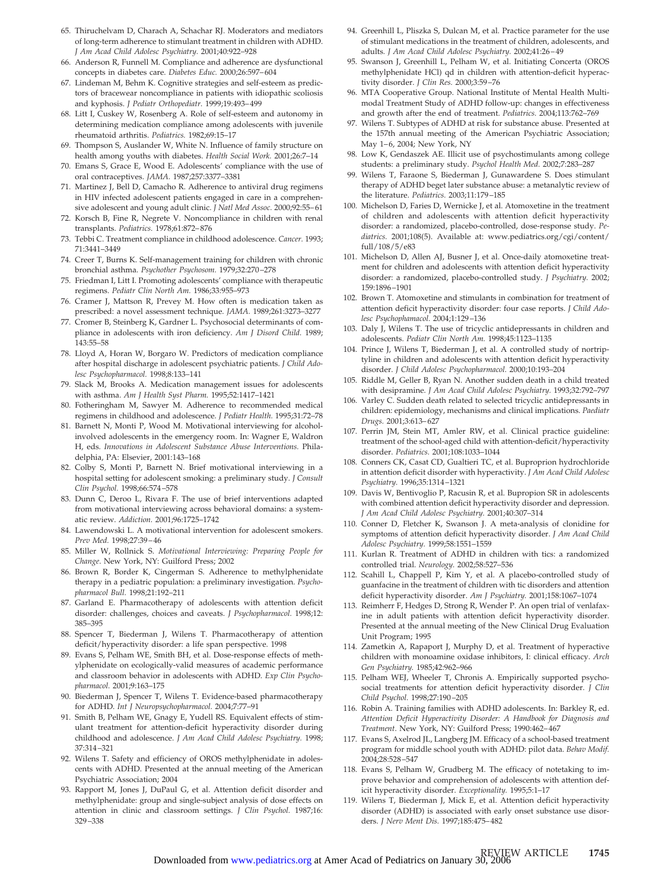65. Thiruchelvam D, Charach A, Schachar RJ. Moderators and mediators of long-term adherence to stimulant treatment in children with ADHD. *J Am Acad Child Adolesc Psychiatry.* 2001;40:922–928
66. Anderson R, Funnell M. Compliance and adherence are dysfunctional concepts in diabetes care. *Diabetes Educ.* 2000;26:597–604
67. Lindeman M, Behm K. Cognitive strategies and self-esteem as predictors of bracewear noncompliance in patients with idiopathic scoliosis and kyphosis. *J Pediatr Orthopediatr.* 1999;19:493–499
68. Litt I, Cuskey W, Rosenberg A. Role of self-esteem and autonomy in determining medication compliance among adolescents with juvenile rheumatoid arthritis. *Pediatrics.* 1982;69:15–17
69. Thompson S, Auslander W, White N. Influence of family structure on health among youths with diabetes. *Health Social Work.* 2001;26:7–14
70. Emans S, Grace E, Wood E. Adolescents' compliance with the use of oral contraceptives. *JAMA.* 1987;257:3377–3381
71. Martinez J, Bell D, Camacho R. Adherence to antiviral drug regimens in HIV infected adolescent patients engaged in care in a comprehensive adolescent and young adult clinic. *J Natl Med Assoc.* 2000;92:55–61
72. Korsch B, Fine R, Negrete V. Noncompliance in children with renal transplants. *Pediatrics.* 1978;61:872–876
73. Tebbi C. Treatment compliance in childhood adolescence. *Cancer.* 1993; 71:3441–3449
74. Creer T, Burns K. Self-management training for children with chronic bronchial asthma. *Psychother Psychosom.* 1979;32:270–278
75. Friedman I, Litt I. Promoting adolescents' compliance with therapeutic regimens. *Pediatr Clin North Am.* 1986;33:955–973
76. Cramer J, Mattson R, Prevey M. How often is medication taken as prescribed: a novel assessment technique. *JAMA.* 1989;261:3273–3277
77. Cromer B, Steinberg K, Gardner L. Psychosocial determinants of compliance in adolescents with iron deficiency. *Am J Disord Child.* 1989; 143:55–58
78. Lloyd A, Horan W, Borgaro W. Predictors of medication compliance after hospital discharge in adolescent psychiatric patients. *J Child Adolesc Psychopharmacol.* 1998;8:133–141
79. Slack M, Brooks A. Medication management issues for adolescents with asthma. *Am J Health Syst Pharm.* 1995;52:1417–1421
80. Fotheringham M, Sawyer M. Adherence to recommended medical regimens in childhood and adolescence. *J Pediatr Health.* 1995;31:72–78
81. Barnett N, Monti P, Wood M. Motivational interviewing for alcohol-involved adolescents in the emergency room. In: Wagner E, Waldron H, eds. *Innovations in Adolescent Substance Abuse Interventions.* Philadelphia, PA: Elsevier, 2001:143–168
82. Colby S, Monti P, Barnett N. Brief motivational interviewing in a hospital setting for adolescent smoking: a preliminary study. *J Consult Clin Psychol.* 1998;66:574–578
83. Dunn C, Deroo L, Rivara F. The use of brief interventions adapted from motivational interviewing across behavioral domains: a systematic review. *Addiction.* 2001;96:1725–1742
84. Lawendowski L. A motivational intervention for adolescent smokers. *Prev Med.* 1998;27:39–46
85. Miller W, Rollnick S. *Motivational Interviewing: Preparing People for Change.* New York, NY: Guilford Press; 2002
86. Brown R, Border K, Cingerman S. Adherence to methylphenidate therapy in a pediatric population: a preliminary investigation. *Psychopharmacol Bull.* 1998;21:192–211
87. Garland E. Pharmacotherapy of adolescents with attention deficit disorder: challenges, choices and caveats. *J Psychopharmacol.* 1998;12: 385–395
88. Spencer T, Biederman J, Wilens T. Pharmacotherapy of attention deficit/hyperactivity disorder: a life span perspective. 1998
89. Evans S, Pelham WE, Smith BH, et al. Dose-response effects of methylphenidate on ecologically-valid measures of academic performance and classroom behavior in adolescents with ADHD. *Exp Clin Psychopharmacol.* 2001;9:163–175
90. Biederman J, Spencer T, Wilens T. Evidence-based pharmacotherapy for ADHD. *Int J Neuropsychopharmacol.* 2004;7:77–91
91. Smith B, Pelham WE, Gnagy E, Yudell RS. Equivalent effects of stimulant treatment for attention-deficit hyperactivity disorder during childhood and adolescence. *J Am Acad Child Adolesc Psychiatry.* 1998; 37:314–321
92. Wilens T. Safety and efficiency of OROS methylphenidate in adolescents with ADHD. Presented at the annual meeting of the American Psychiatric Association; 2004
93. Rapport M, Jones J, DuPaul G, et al. Attention deficit disorder and methylphenidate: group and single-subject analysis of dose effects on attention in clinic and classroom settings. *J Clin Psychol.* 1987;16: 329–338
94. Greenhill L, Pliszka S, Dulcan M, et al. Practice parameter for the use of stimulant medications in the treatment of children, adolescents, and adults. *J Am Acad Child Adolesc Psychiatry.* 2002;41:26–49
95. Swanson J, Greenhill L, Pelham W, et al. Initiating Concerta (OROS methylphenidate HCl) qd in children with attention-deficit hyperactivity disorder. *J Clin Res.* 2000;3:59–76
96. MTA Cooperative Group. National Institute of Mental Health Multimodal Treatment Study of ADHD follow-up: changes in effectiveness and growth after the end of treatment. *Pediatrics.* 2004;113:762–769
97. Wilens T. Subtypes of ADHD at risk for substance abuse. Presented at the 157th annual meeting of the American Psychiatric Association; May 1–6, 2004; New York, NY
98. Low K, Gendaszek AE. Illicit use of psychostimulants among college students: a preliminary study. *Psychol Health Med.* 2002;7:283–287
99. Wilens T, Faraone S, Biederman J, Gunawardene S. Does stimulant therapy of ADHD beget later substance abuse: a metanalytic review of the literature. *Pediatrics.* 2003;11:179–185
100. Michelson D, Faries D, Wernicke J, et al. Atomoxetine in the treatment of children and adolescents with attention deficit hyperactivity disorder: a randomized, placebo-controlled, dose-response study. *Pediatrics.* 2001;108(5). Available at: www.pediatrics.org/cgi/content/full/108/5/e83
101. Michelson D, Allen AJ, Busner J, et al. Once-daily atomoxetine treatment for children and adolescents with attention deficit hyperactivity disorder: a randomized, placebo-controlled study. *J Psychiatry.* 2002; 159:1896–1901
102. Brown T. Atomoxetine and stimulants in combination for treatment of attention deficit hyperactivity disorder: four case reports. *J Child Adolesc Psychopharmacol.* 2004;1:129–136
103. Daly J, Wilens T. The use of tricyclic antidepressants in children and adolescents. *Pediatr Clin North Am.* 1998;45:1123–1135
104. Prince J, Wilens T, Biederman J, et al. A controlled study of nortriptyline in children and adolescents with attention deficit hyperactivity disorder. *J Child Adolesc Psychopharmacol.* 2000;10:193–204
105. Riddle M, Geller B, Ryan N. Another sudden death in a child treated with desipramine. *J Am Acad Child Adolesc Psychiatry.* 1993;32:792–797
106. Varley C. Sudden death related to selected tricyclic antidepressants in children: epidemiology, mechanisms and clinical implications. *Paediatr Drugs.* 2001;3:613–627
107. Perrin JM, Stein MT, Amler RW, et al. Clinical practice guideline: treatment of the school-aged child with attention-deficit/hyperactivity disorder. *Pediatrics.* 2001;108:1033–1044
108. Conners CK, Casat CD, Gualtieri TC, et al. Buproprion hydrochloride in attention deficit disorder with hyperactivity. *J Am Acad Child Adolesc Psychiatry.* 1996;35:1314–1321
109. Davis W, Bentivoglio P, Racusin R, et al. Bupropion SR in adolescents with combined attention deficit hyperactivity disorder and depression. *J Am Acad Child Adolesc Psychiatry.* 2001;40:307–314
110. Conner D, Fletcher K, Swanson J. A meta-analysis of clonidine for symptoms of attention deficit hyperactivity disorder. *J Am Acad Child Adolesc Psychiatry.* 1999;58:1551–1559
111. Kurlan R. Treatment of ADHD in children with tics: a randomized controlled trial. *Neurology.* 2002;58:527–536
112. Scahill L, Chappell P, Kim Y, et al. A placebo-controlled study of guanfacine in the treatment of children with tic disorders and attention deficit hyperactivity disorder. *Am J Psychiatry.* 2001;158:1067–1074
113. Reimherr F, Hedges D, Strong R, Wender P. An open trial of venlafaxine in adult patients with attention deficit hyperactivity disorder. Presented at the annual meeting of the New Clinical Drug Evaluation Unit Program; 1995
114. Zametkin A, Rapaport J, Murphy D, et al. Treatment of hyperactive children with monoamine oxidase inhibitors, I: clinical efficacy. *Arch Gen Psychiatry.* 1985;42:962–966
115. Pelham WEJ, Wheeler T, Chronis A. Empirically supported psychosocial treatments for attention deficit hyperactivity disorder. *J Clin Child Psychol.* 1998;27:190–205
116. Robin A. Training families with ADHD adolescents. In: Barkley R, ed. *Attention Deficit Hyperactivity Disorder: A Handbook for Diagnosis and Treatment.* New York, NY: Guilford Press; 1990:462–467
117. Evans S, Axelrod JL, Langberg JM. Efficacy of a school-based treatment program for middle school youth with ADHD: pilot data. *Behav Modif.* 2004;28:528–547
118. Evans S, Pelham W, Grudberg M. The efficacy of notetaking to improve behavior and comprehension of adolescents with attention deficit hyperactivity disorder. *Exceptionality.* 1995;5:1–17
119. Wilens T, Biederman J, Mick E, et al. Attention deficit hyperactivity disorder (ADHD) is associated with early onset substance use disorders. *J Nerv Ment Dis.* 1997;185:475–482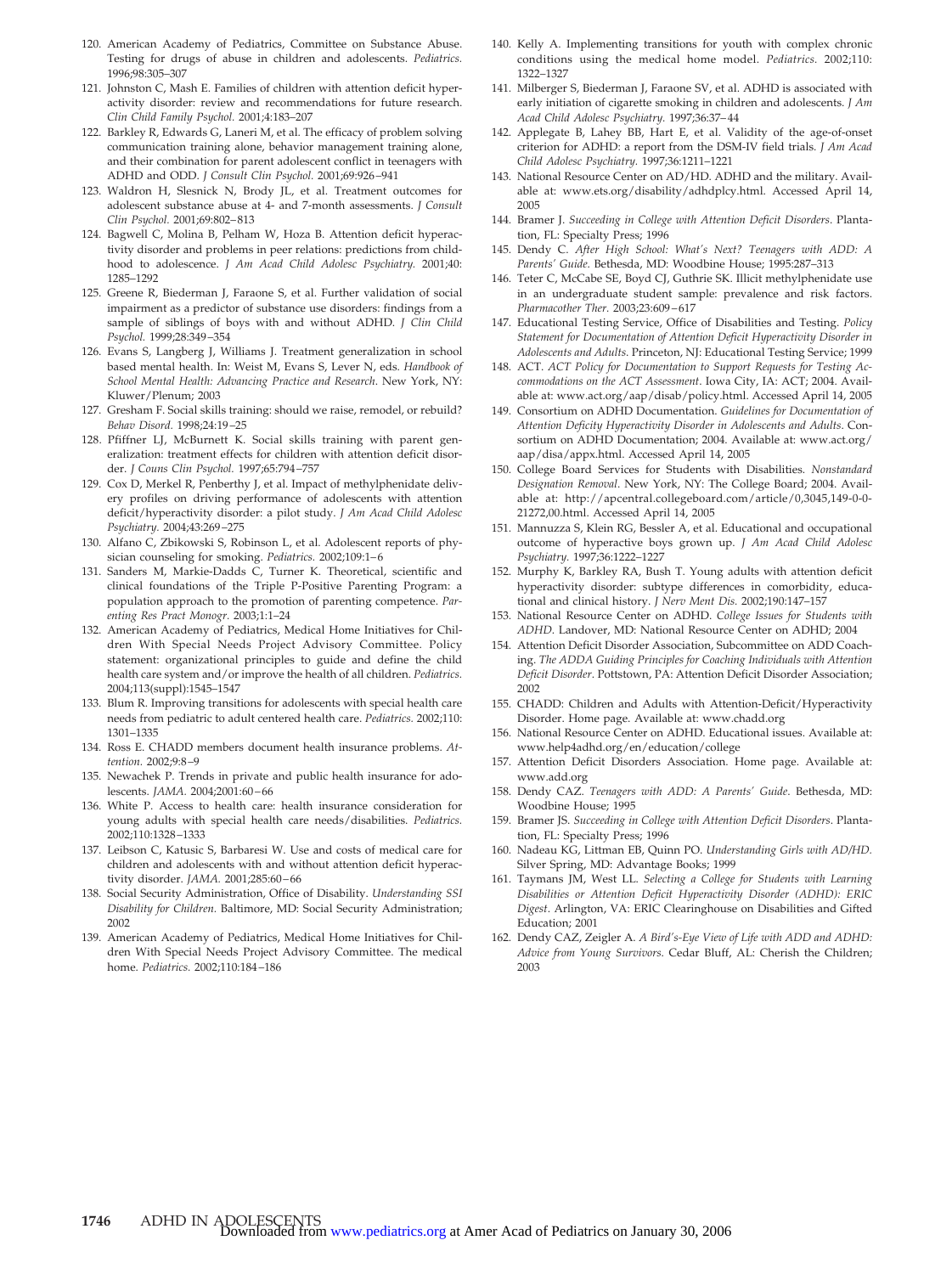120. American Academy of Pediatrics, Committee on Substance Abuse. Testing for drugs of abuse in children and adolescents. *Pediatrics.* 1996;98:305–307
121. Johnston C, Mash E. Families of children with attention deficit hyperactivity disorder: review and recommendations for future research. *Clin Child Family Psychol.* 2001;4:183–207
122. Barkley R, Edwards G, Laneri M, et al. The efficacy of problem solving communication training alone, behavior management training alone, and their combination for parent adolescent conflict in teenagers with ADHD and ODD. *J Consult Clin Psychol.* 2001;69:926–941
123. Waldron H, Slesnick N, Brody JL, et al. Treatment outcomes for adolescent substance abuse at 4- and 7-month assessments. *J Consult Clin Psychol.* 2001;69:802–813
124. Bagwell C, Molina B, Pelham W, Hoza B. Attention deficit hyperactivity disorder and problems in peer relations: predictions from childhood to adolescence. *J Am Acad Child Adolesc Psychiatry.* 2001;40: 1285–1292
125. Greene R, Biederman J, Faraone S, et al. Further validation of social impairment as a predictor of substance use disorders: findings from a sample of siblings of boys with and without ADHD. *J Clin Child Psychol.* 1999;28:349–354
126. Evans S, Langberg J, Williams J. Treatment generalization in school based mental health. In: Weist M, Evans S, Lever N, eds. *Handbook of School Mental Health: Advancing Practice and Research*. New York, NY: Kluwer/Plenum; 2003
127. Gresham F. Social skills training: should we raise, remodel, or rebuild? *Behav Disord.* 1998;24:19–25
128. Pfiffner LJ, McBurnett K. Social skills training with parent generalization: treatment effects for children with attention deficit disorder. *J Couns Clin Psychol.* 1997;65:794–757
129. Cox D, Merkel R, Penberthy J, et al. Impact of methylphenidate delivery profiles on driving performance of adolescents with attention deficit/hyperactivity disorder: a pilot study. *J Am Acad Child Adolesc Psychiatry.* 2004;43:269–275
130. Alfano C, Zbikowski S, Robinson L, et al. Adolescent reports of physician counseling for smoking. *Pediatrics.* 2002;109:1–6
131. Sanders M, Markie-Dadds C, Turner K. Theoretical, scientific and clinical foundations of the Triple P-Positive Parenting Program: a population approach to the promotion of parenting competence. *Parenting Res Pract Monogr.* 2003;1:1–24
132. American Academy of Pediatrics, Medical Home Initiatives for Children With Special Needs Project Advisory Committee. Policy statement: organizational principles to guide and define the child health care system and/or improve the health of all children. *Pediatrics.* 2004;113(suppl):1545–1547
133. Blum R. Improving transitions for adolescents with special health care needs from pediatric to adult centered health care. *Pediatrics.* 2002;110: 1301–1335
134. Ross E. CHADD members document health insurance problems. *Attention.* 2002;9:8–9
135. Newachek P. Trends in private and public health insurance for adolescents. *JAMA.* 2004;2001:60–66
136. White P. Access to health care: health insurance consideration for young adults with special health care needs/disabilities. *Pediatrics.* 2002;110:1328–1333
137. Leibson C, Katusic S, Barbaresi W. Use and costs of medical care for children and adolescents with and without attention deficit hyperactivity disorder. *JAMA.* 2001;285:60–66
138. Social Security Administration, Office of Disability. *Understanding SSI Disability for Children.* Baltimore, MD: Social Security Administration; 2002
139. American Academy of Pediatrics, Medical Home Initiatives for Children With Special Needs Project Advisory Committee. The medical home. *Pediatrics.* 2002;110:184–186
140. Kelly A. Implementing transitions for youth with complex chronic conditions using the medical home model. *Pediatrics.* 2002;110: 1322–1327
141. Milberger S, Biederman J, Faraone SV, et al. ADHD is associated with early initiation of cigarette smoking in children and adolescents. *J Am Acad Child Adolesc Psychiatry.* 1997;36:37–44
142. Applegate B, Lahey BB, Hart E, et al. Validity of the age-of-onset criterion for ADHD: a report from the DSM-IV field trials. *J Am Acad Child Adolesc Psychiatry.* 1997;36:1211–1221
143. National Resource Center on AD/HD. ADHD and the military. Available at: www.ets.org/disability/adhdplcy.html. Accessed April 14, 2005
144. Bramer J. *Succeeding in College with Attention Deficit Disorders*. Plantation, FL: Specialty Press; 1996
145. Dendy C. *After High School: What's Next? Teenagers with ADD: A Parents' Guide.* Bethesda, MD: Woodbine House; 1995:287–313
146. Teter C, McCabe SE, Boyd CJ, Guthrie SK. Illicit methylphenidate use in an undergraduate student sample: prevalence and risk factors. *Pharmacother Ther.* 2003;23:609–617
147. Educational Testing Service, Office of Disabilities and Testing. *Policy Statement for Documentation of Attention Deficit Hyperactivity Disorder in Adolescents and Adults*. Princeton, NJ: Educational Testing Service; 1999
148. ACT. *ACT Policy for Documentation to Support Requests for Testing Accommodations on the ACT Assessment.* Iowa City, IA: ACT; 2004. Available at: www.act.org/aap/disab/policy.html. Accessed April 14, 2005
149. Consortium on ADHD Documentation. *Guidelines for Documentation of Attention Deficity Hyperactivity Disorder in Adolescents and Adults*. Consortium on ADHD Documentation; 2004. Available at: www.act.org/aap/disa/appx.html. Accessed April 14, 2005
150. College Board Services for Students with Disabilities. *Nonstandard Designation Removal*. New York, NY: The College Board; 2004. Available at: http://apcentral.collegeboard.com/article/0,3045,149-0-0-21272,00.html. Accessed April 14, 2005
151. Mannuzza S, Klein RG, Bessler A, et al. Educational and occupational outcome of hyperactive boys grown up. *J Am Acad Child Adolesc Psychiatry.* 1997;36:1222–1227
152. Murphy K, Barkley RA, Bush T. Young adults with attention deficit hyperactivity disorder: subtype differences in comorbidity, educational and clinical history. *J Nerv Ment Dis.* 2002;190:147–157
153. National Resource Center on ADHD. *College Issues for Students with ADHD*. Landover, MD: National Resource Center on ADHD; 2004
154. Attention Deficit Disorder Association, Subcommittee on ADD Coaching. *The ADDA Guiding Principles for Coaching Individuals with Attention Deficit Disorder*. Pottstown, PA: Attention Deficit Disorder Association; 2002
155. CHADD: Children and Adults with Attention-Deficit/Hyperactivity Disorder. Home page. Available at: www.chadd.org
156. National Resource Center on ADHD. Educational issues. Available at: www.help4adhd.org/en/education/college
157. Attention Deficit Disorders Association. Home page. Available at: www.add.org
158. Dendy CAZ. *Teenagers with ADD: A Parents' Guide*. Bethesda, MD: Woodbine House; 1995
159. Bramer JS. *Succeeding in College with Attention Deficit Disorders*. Plantation, FL: Specialty Press; 1996
160. Nadeau KG, Littman EB, Quinn PO. *Understanding Girls with AD/HD.* Silver Spring, MD: Advantage Books; 1999
161. Taymans JM, West LL. *Selecting a College for Students with Learning Disabilities or Attention Deficit Hyperactivity Disorder (ADHD): ERIC Digest*. Arlington, VA: ERIC Clearinghouse on Disabilities and Gifted Education; 2001
162. Dendy CAZ, Zeigler A. *A Bird's-Eye View of Life with ADD and ADHD: Advice from Young Survivors.* Cedar Bluff, AL: Cherish the Children; 2003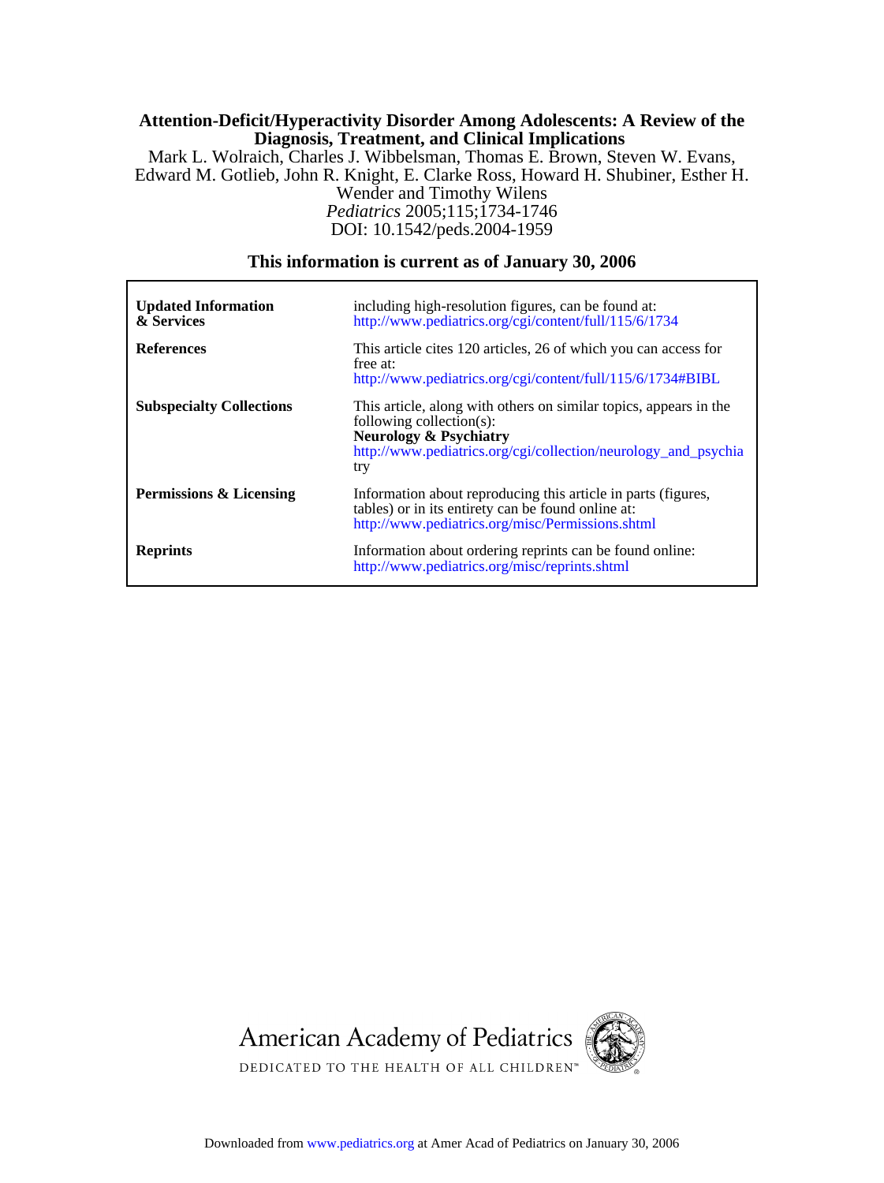**Attention-Deficit/Hyperactivity Disorder Among Adolescents: A Review of the Diagnosis, Treatment, and Clinical Implications**

Mark L. Wolraich, Charles J. Wibbelsman, Thomas E. Brown, Steven W. Evans, Edward M. Gotlieb, John R. Knight, E. Clarke Ross, Howard H. Shubiner, Esther H. Wender and Timothy Wilens

*Pediatrics* 2005;115;1734-1746

DOI: 10.1542/peds.2004-1959

**This information is current as of January 30, 2006**

| | |
|---|---|
| **Updated Information & Services** | including high-resolution figures, can be found at: http://www.pediatrics.org/cgi/content/full/115/6/1734 |
| **References** | This article cites 120 articles, 26 of which you can access for free at: http://www.pediatrics.org/cgi/content/full/115/6/1734#BIBL |
| **Subspecialty Collections** | This article, along with others on similar topics, appears in the following collection(s): **Neurology & Psychiatry** http://www.pediatrics.org/cgi/collection/neurology_and_psychiatry |
| **Permissions & Licensing** | Information about reproducing this article in parts (figures, tables) or in its entirety can be found online at: http://www.pediatrics.org/misc/Permissions.shtml |
| **Reprints** | Information about ordering reprints can be found online: http://www.pediatrics.org/misc/reprints.shtml |

American Academy of Pediatrics

DEDICATED TO THE HEALTH OF ALL CHILDREN™

Downloaded from www.pediatrics.org at Amer Acad of Pediatrics on January 30, 2006